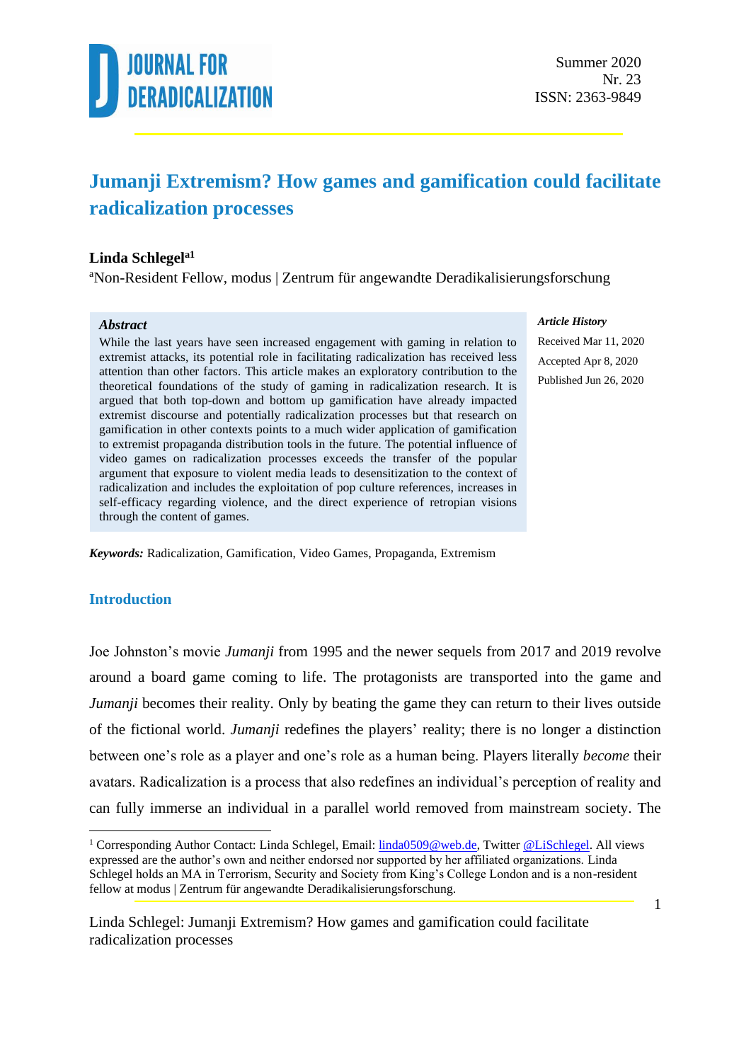JOURNAL FOR DERADICALIZATION

Summer 2020
Nr. 23
ISSN: 2363-9849

# Jumanji Extremism? How games and gamification could facilitate radicalization processes

**Linda Schlegel[a1]**

[a]Non-Resident Fellow, modus | Zentrum für angewandte Deradikalisierungsforschung

> ***Abstract***
>
> While the last years have seen increased engagement with gaming in relation to extremist attacks, its potential role in facilitating radicalization has received less attention than other factors. This article makes an exploratory contribution to the theoretical foundations of the study of gaming in radicalization research. It is argued that both top-down and bottom up gamification have already impacted extremist discourse and potentially radicalization processes but that research on gamification in other contexts points to a much wider application of gamification to extremist propaganda distribution tools in the future. The potential influence of video games on radicalization processes exceeds the transfer of the popular argument that exposure to violent media leads to desensitization to the context of radicalization and includes the exploitation of pop culture references, increases in self-efficacy regarding violence, and the direct experience of retropian visions through the content of games.

***Article History***

Received Mar 11, 2020

Accepted Apr 8, 2020

Published Jun 26, 2020

***Keywords:*** Radicalization, Gamification, Video Games, Propaganda, Extremism

## Introduction

Joe Johnston's movie *Jumanji* from 1995 and the newer sequels from 2017 and 2019 revolve around a board game coming to life. The protagonists are transported into the game and *Jumanji* becomes their reality. Only by beating the game they can return to their lives outside of the fictional world. *Jumanji* redefines the players' reality; there is no longer a distinction between one's role as a player and one's role as a human being. Players literally *become* their avatars. Radicalization is a process that also redefines an individual's perception of reality and can fully immerse an individual in a parallel world removed from mainstream society. The

[1] Corresponding Author Contact: Linda Schlegel, Email: linda0509@web.de, Twitter @LiSchlegel. All views expressed are the author's own and neither endorsed nor supported by her affiliated organizations. Linda Schlegel holds an MA in Terrorism, Security and Society from King's College London and is a non-resident fellow at modus | Zentrum für angewandte Deradikalisierungsforschung.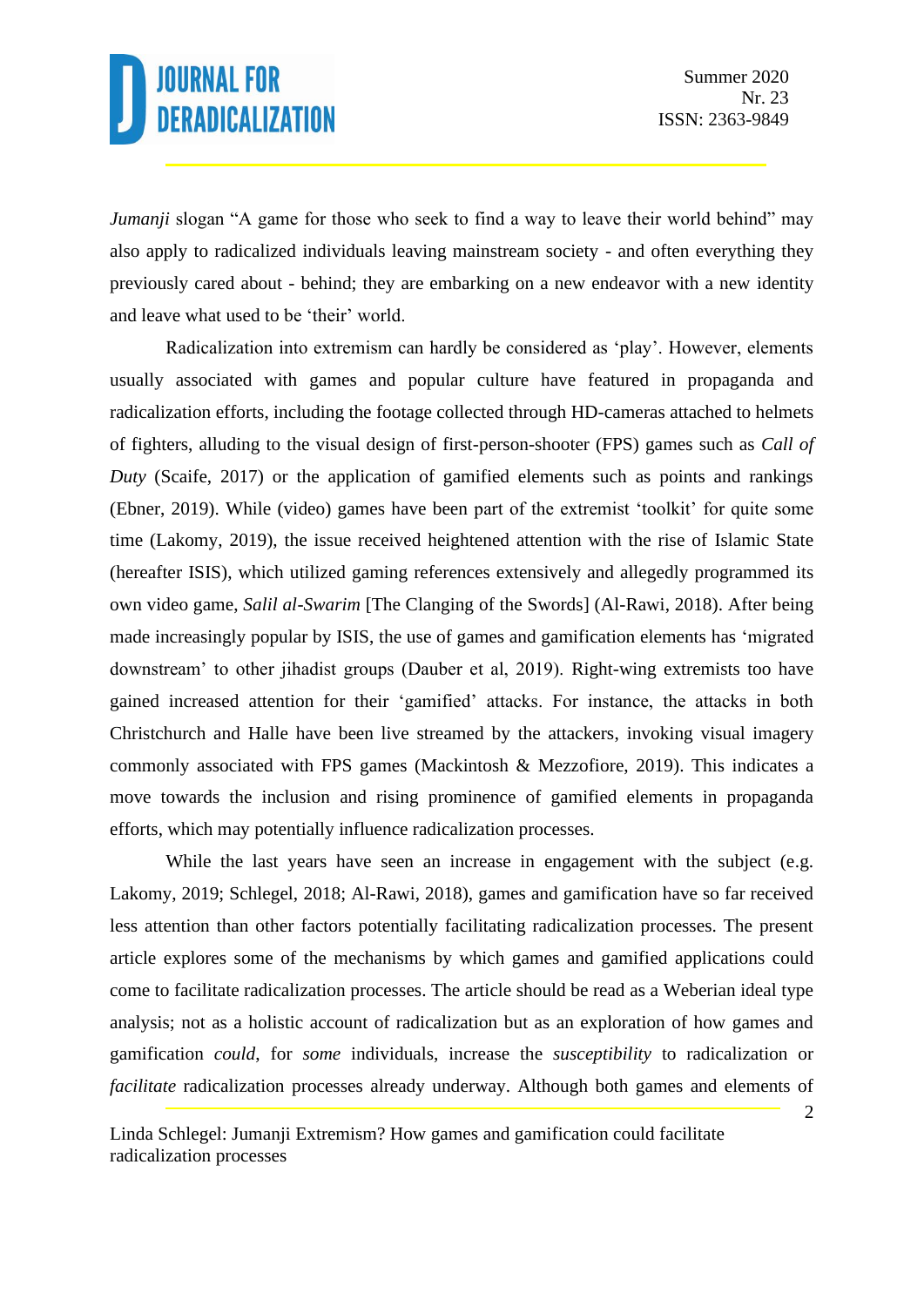*Jumanji* slogan "A game for those who seek to find a way to leave their world behind" may also apply to radicalized individuals leaving mainstream society - and often everything they previously cared about - behind; they are embarking on a new endeavor with a new identity and leave what used to be 'their' world.

Radicalization into extremism can hardly be considered as 'play'. However, elements usually associated with games and popular culture have featured in propaganda and radicalization efforts, including the footage collected through HD-cameras attached to helmets of fighters, alluding to the visual design of first-person-shooter (FPS) games such as *Call of Duty* (Scaife, 2017) or the application of gamified elements such as points and rankings (Ebner, 2019). While (video) games have been part of the extremist 'toolkit' for quite some time (Lakomy, 2019), the issue received heightened attention with the rise of Islamic State (hereafter ISIS), which utilized gaming references extensively and allegedly programmed its own video game, *Salil al-Swarim* [The Clanging of the Swords] (Al-Rawi, 2018). After being made increasingly popular by ISIS, the use of games and gamification elements has 'migrated downstream' to other jihadist groups (Dauber et al, 2019). Right-wing extremists too have gained increased attention for their 'gamified' attacks. For instance, the attacks in both Christchurch and Halle have been live streamed by the attackers, invoking visual imagery commonly associated with FPS games (Mackintosh & Mezzofiore, 2019). This indicates a move towards the inclusion and rising prominence of gamified elements in propaganda efforts, which may potentially influence radicalization processes.

While the last years have seen an increase in engagement with the subject (e.g. Lakomy, 2019; Schlegel, 2018; Al-Rawi, 2018), games and gamification have so far received less attention than other factors potentially facilitating radicalization processes. The present article explores some of the mechanisms by which games and gamified applications could come to facilitate radicalization processes. The article should be read as a Weberian ideal type analysis; not as a holistic account of radicalization but as an exploration of how games and gamification *could*, for *some* individuals, increase the *susceptibility* to radicalization or *facilitate* radicalization processes already underway. Although both games and elements of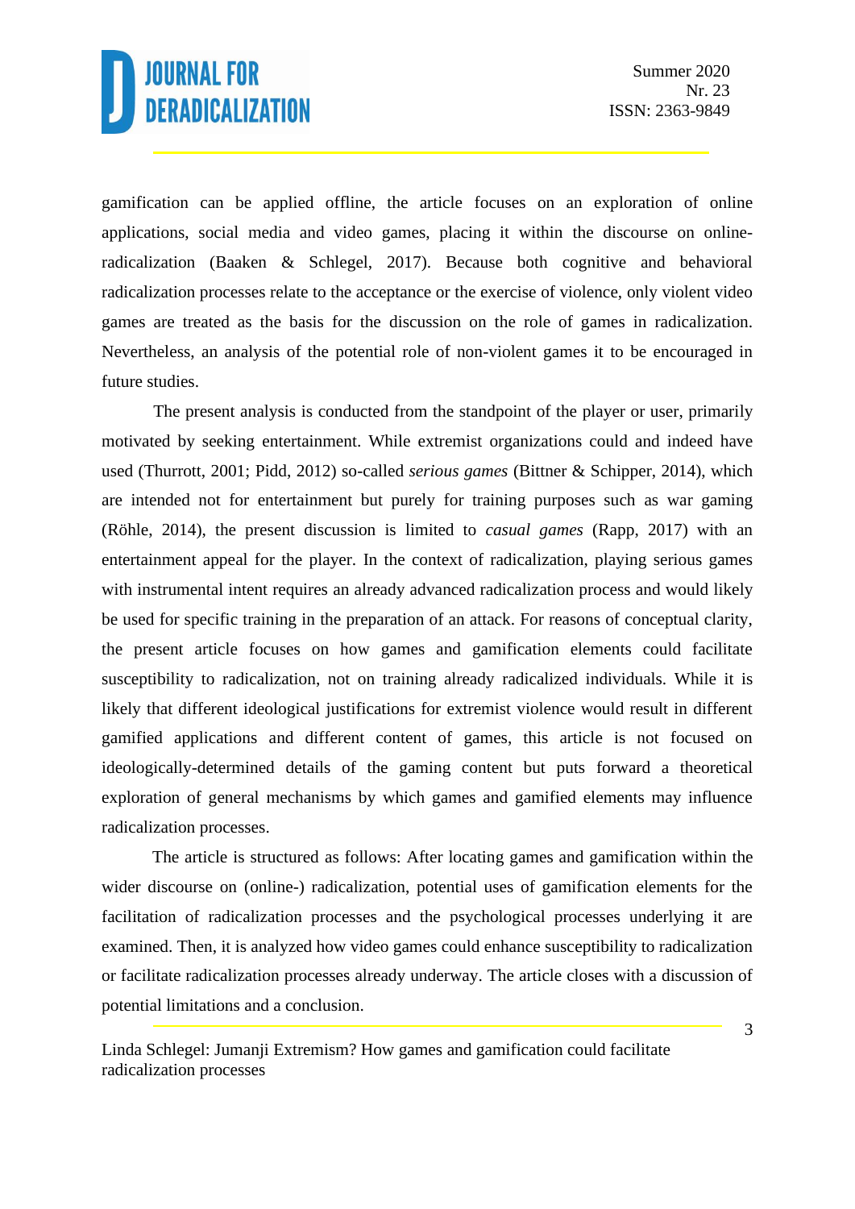gamification can be applied offline, the article focuses on an exploration of online applications, social media and video games, placing it within the discourse on online-radicalization (Baaken & Schlegel, 2017). Because both cognitive and behavioral radicalization processes relate to the acceptance or the exercise of violence, only violent video games are treated as the basis for the discussion on the role of games in radicalization. Nevertheless, an analysis of the potential role of non-violent games it to be encouraged in future studies.

The present analysis is conducted from the standpoint of the player or user, primarily motivated by seeking entertainment. While extremist organizations could and indeed have used (Thurrott, 2001; Pidd, 2012) so-called *serious games* (Bittner & Schipper, 2014), which are intended not for entertainment but purely for training purposes such as war gaming (Röhle, 2014), the present discussion is limited to *casual games* (Rapp, 2017) with an entertainment appeal for the player. In the context of radicalization, playing serious games with instrumental intent requires an already advanced radicalization process and would likely be used for specific training in the preparation of an attack. For reasons of conceptual clarity, the present article focuses on how games and gamification elements could facilitate susceptibility to radicalization, not on training already radicalized individuals. While it is likely that different ideological justifications for extremist violence would result in different gamified applications and different content of games, this article is not focused on ideologically-determined details of the gaming content but puts forward a theoretical exploration of general mechanisms by which games and gamified elements may influence radicalization processes.

The article is structured as follows: After locating games and gamification within the wider discourse on (online-) radicalization, potential uses of gamification elements for the facilitation of radicalization processes and the psychological processes underlying it are examined. Then, it is analyzed how video games could enhance susceptibility to radicalization or facilitate radicalization processes already underway. The article closes with a discussion of potential limitations and a conclusion.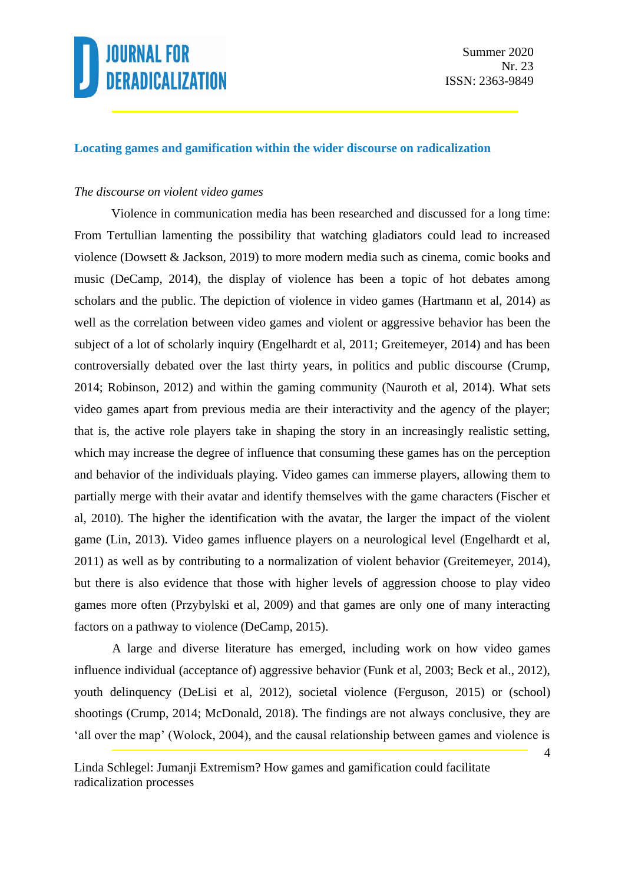## Locating games and gamification within the wider discourse on radicalization

*The discourse on violent video games*

Violence in communication media has been researched and discussed for a long time: From Tertullian lamenting the possibility that watching gladiators could lead to increased violence (Dowsett & Jackson, 2019) to more modern media such as cinema, comic books and music (DeCamp, 2014), the display of violence has been a topic of hot debates among scholars and the public. The depiction of violence in video games (Hartmann et al, 2014) as well as the correlation between video games and violent or aggressive behavior has been the subject of a lot of scholarly inquiry (Engelhardt et al, 2011; Greitemeyer, 2014) and has been controversially debated over the last thirty years, in politics and public discourse (Crump, 2014; Robinson, 2012) and within the gaming community (Nauroth et al, 2014). What sets video games apart from previous media are their interactivity and the agency of the player; that is, the active role players take in shaping the story in an increasingly realistic setting, which may increase the degree of influence that consuming these games has on the perception and behavior of the individuals playing. Video games can immerse players, allowing them to partially merge with their avatar and identify themselves with the game characters (Fischer et al, 2010). The higher the identification with the avatar, the larger the impact of the violent game (Lin, 2013). Video games influence players on a neurological level (Engelhardt et al, 2011) as well as by contributing to a normalization of violent behavior (Greitemeyer, 2014), but there is also evidence that those with higher levels of aggression choose to play video games more often (Przybylski et al, 2009) and that games are only one of many interacting factors on a pathway to violence (DeCamp, 2015).

A large and diverse literature has emerged, including work on how video games influence individual (acceptance of) aggressive behavior (Funk et al, 2003; Beck et al., 2012), youth delinquency (DeLisi et al, 2012), societal violence (Ferguson, 2015) or (school) shootings (Crump, 2014; McDonald, 2018). The findings are not always conclusive, they are 'all over the map' (Wolock, 2004), and the causal relationship between games and violence is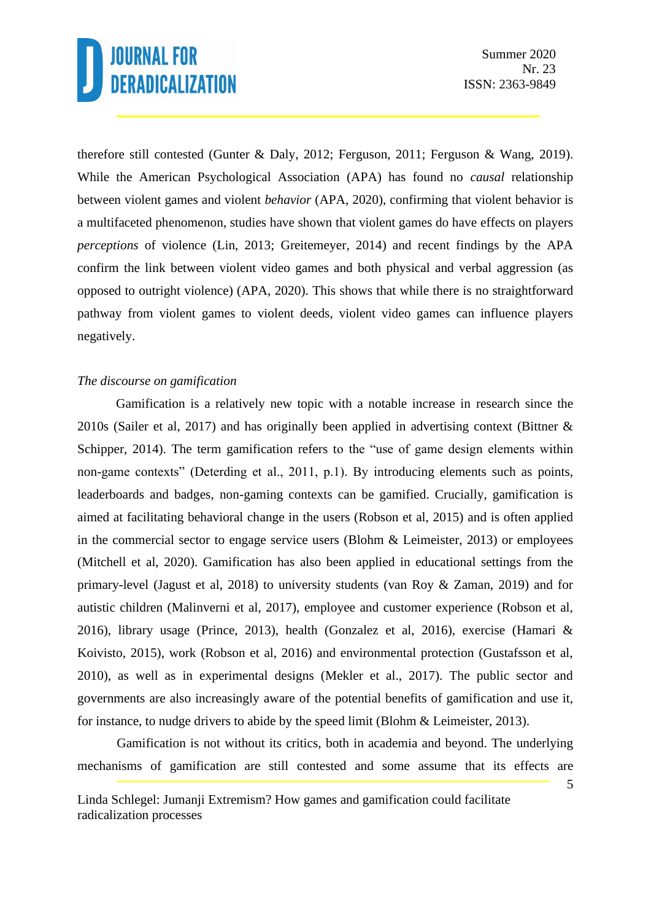therefore still contested (Gunter & Daly, 2012; Ferguson, 2011; Ferguson & Wang, 2019). While the American Psychological Association (APA) has found no *causal* relationship between violent games and violent *behavior* (APA, 2020), confirming that violent behavior is a multifaceted phenomenon, studies have shown that violent games do have effects on players *perceptions* of violence (Lin, 2013; Greitemeyer, 2014) and recent findings by the APA confirm the link between violent video games and both physical and verbal aggression (as opposed to outright violence) (APA, 2020). This shows that while there is no straightforward pathway from violent games to violent deeds, violent video games can influence players negatively.

*The discourse on gamification*

Gamification is a relatively new topic with a notable increase in research since the 2010s (Sailer et al, 2017) and has originally been applied in advertising context (Bittner & Schipper, 2014). The term gamification refers to the "use of game design elements within non-game contexts" (Deterding et al., 2011, p.1). By introducing elements such as points, leaderboards and badges, non-gaming contexts can be gamified. Crucially, gamification is aimed at facilitating behavioral change in the users (Robson et al, 2015) and is often applied in the commercial sector to engage service users (Blohm & Leimeister, 2013) or employees (Mitchell et al, 2020). Gamification has also been applied in educational settings from the primary-level (Jagust et al, 2018) to university students (van Roy & Zaman, 2019) and for autistic children (Malinverni et al, 2017), employee and customer experience (Robson et al, 2016), library usage (Prince, 2013), health (Gonzalez et al, 2016), exercise (Hamari & Koivisto, 2015), work (Robson et al, 2016) and environmental protection (Gustafsson et al, 2010), as well as in experimental designs (Mekler et al., 2017). The public sector and governments are also increasingly aware of the potential benefits of gamification and use it, for instance, to nudge drivers to abide by the speed limit (Blohm & Leimeister, 2013).

Gamification is not without its critics, both in academia and beyond. The underlying mechanisms of gamification are still contested and some assume that its effects are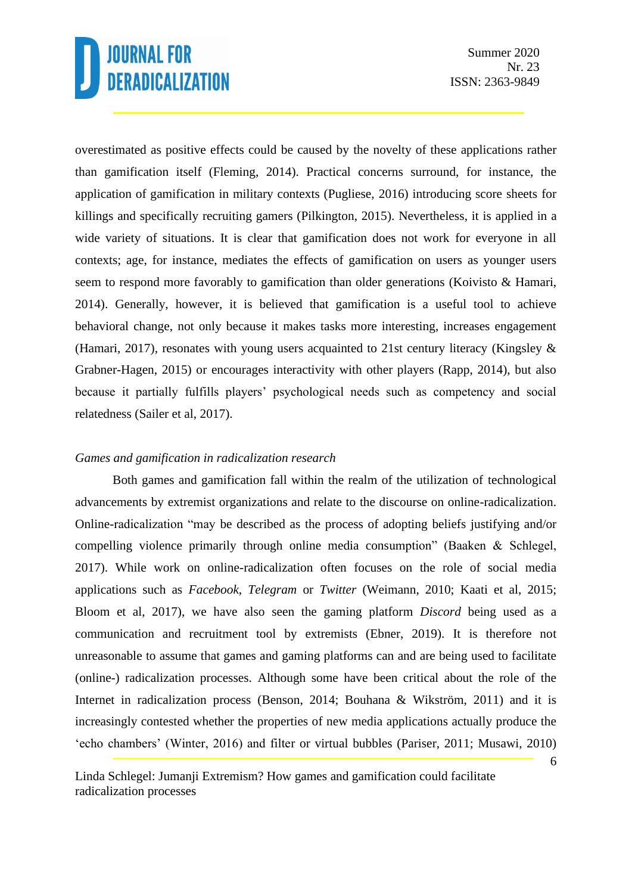overestimated as positive effects could be caused by the novelty of these applications rather than gamification itself (Fleming, 2014). Practical concerns surround, for instance, the application of gamification in military contexts (Pugliese, 2016) introducing score sheets for killings and specifically recruiting gamers (Pilkington, 2015). Nevertheless, it is applied in a wide variety of situations. It is clear that gamification does not work for everyone in all contexts; age, for instance, mediates the effects of gamification on users as younger users seem to respond more favorably to gamification than older generations (Koivisto & Hamari, 2014). Generally, however, it is believed that gamification is a useful tool to achieve behavioral change, not only because it makes tasks more interesting, increases engagement (Hamari, 2017), resonates with young users acquainted to 21st century literacy (Kingsley & Grabner-Hagen, 2015) or encourages interactivity with other players (Rapp, 2014), but also because it partially fulfills players' psychological needs such as competency and social relatedness (Sailer et al, 2017).

*Games and gamification in radicalization research*

Both games and gamification fall within the realm of the utilization of technological advancements by extremist organizations and relate to the discourse on online-radicalization. Online-radicalization "may be described as the process of adopting beliefs justifying and/or compelling violence primarily through online media consumption" (Baaken & Schlegel, 2017). While work on online-radicalization often focuses on the role of social media applications such as *Facebook*, *Telegram* or *Twitter* (Weimann, 2010; Kaati et al, 2015; Bloom et al, 2017), we have also seen the gaming platform *Discord* being used as a communication and recruitment tool by extremists (Ebner, 2019). It is therefore not unreasonable to assume that games and gaming platforms can and are being used to facilitate (online-) radicalization processes. Although some have been critical about the role of the Internet in radicalization process (Benson, 2014; Bouhana & Wikström, 2011) and it is increasingly contested whether the properties of new media applications actually produce the 'echo chambers' (Winter, 2016) and filter or virtual bubbles (Pariser, 2011; Musawi, 2010)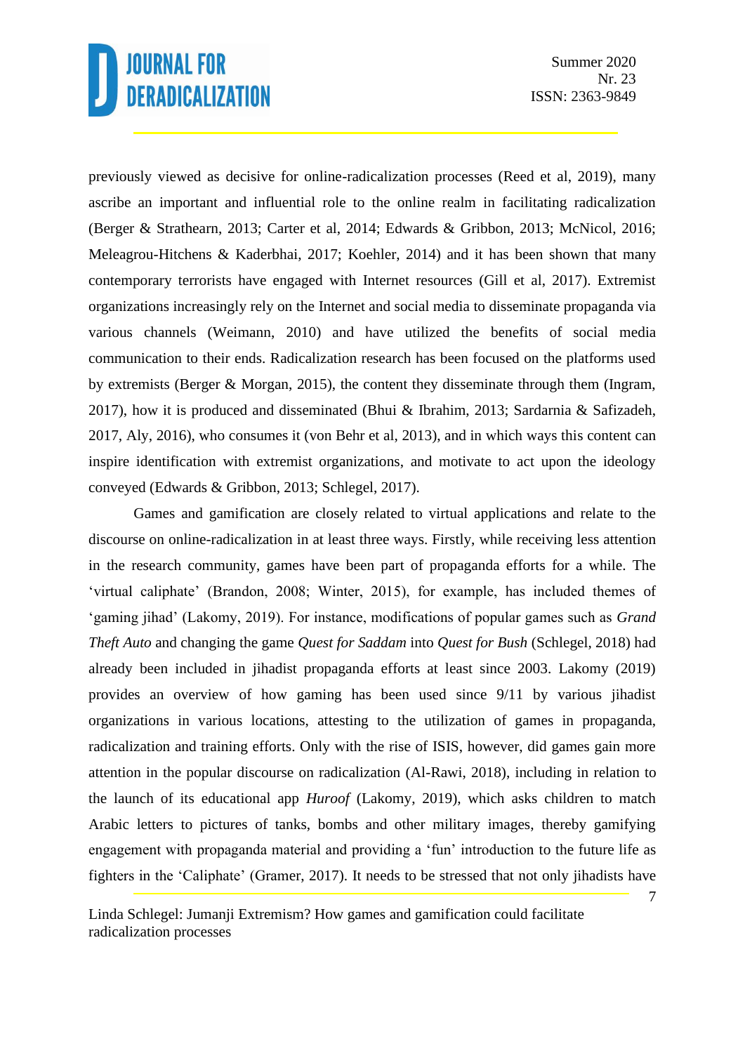previously viewed as decisive for online-radicalization processes (Reed et al, 2019), many ascribe an important and influential role to the online realm in facilitating radicalization (Berger & Strathearn, 2013; Carter et al, 2014; Edwards & Gribbon, 2013; McNicol, 2016; Meleagrou-Hitchens & Kaderbhai, 2017; Koehler, 2014) and it has been shown that many contemporary terrorists have engaged with Internet resources (Gill et al, 2017). Extremist organizations increasingly rely on the Internet and social media to disseminate propaganda via various channels (Weimann, 2010) and have utilized the benefits of social media communication to their ends. Radicalization research has been focused on the platforms used by extremists (Berger & Morgan, 2015), the content they disseminate through them (Ingram, 2017), how it is produced and disseminated (Bhui & Ibrahim, 2013; Sardarnia & Safizadeh, 2017, Aly, 2016), who consumes it (von Behr et al, 2013), and in which ways this content can inspire identification with extremist organizations, and motivate to act upon the ideology conveyed (Edwards & Gribbon, 2013; Schlegel, 2017).

Games and gamification are closely related to virtual applications and relate to the discourse on online-radicalization in at least three ways. Firstly, while receiving less attention in the research community, games have been part of propaganda efforts for a while. The 'virtual caliphate' (Brandon, 2008; Winter, 2015), for example, has included themes of 'gaming jihad' (Lakomy, 2019). For instance, modifications of popular games such as *Grand Theft Auto* and changing the game *Quest for Saddam* into *Quest for Bush* (Schlegel, 2018) had already been included in jihadist propaganda efforts at least since 2003. Lakomy (2019) provides an overview of how gaming has been used since 9/11 by various jihadist organizations in various locations, attesting to the utilization of games in propaganda, radicalization and training efforts. Only with the rise of ISIS, however, did games gain more attention in the popular discourse on radicalization (Al-Rawi, 2018), including in relation to the launch of its educational app *Huroof* (Lakomy, 2019), which asks children to match Arabic letters to pictures of tanks, bombs and other military images, thereby gamifying engagement with propaganda material and providing a 'fun' introduction to the future life as fighters in the 'Caliphate' (Gramer, 2017). It needs to be stressed that not only jihadists have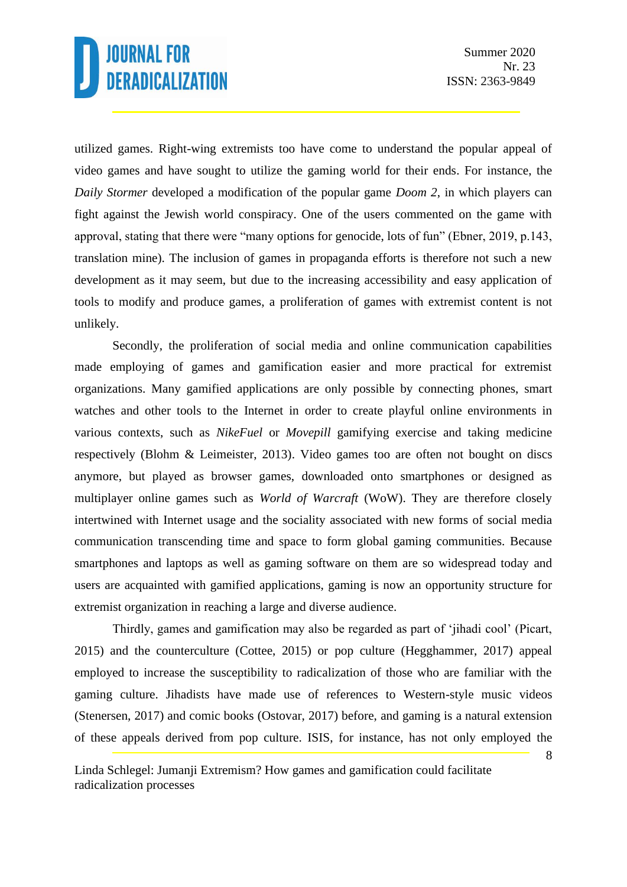utilized games. Right-wing extremists too have come to understand the popular appeal of video games and have sought to utilize the gaming world for their ends. For instance, the *Daily Stormer* developed a modification of the popular game *Doom 2*, in which players can fight against the Jewish world conspiracy. One of the users commented on the game with approval, stating that there were "many options for genocide, lots of fun" (Ebner, 2019, p.143, translation mine). The inclusion of games in propaganda efforts is therefore not such a new development as it may seem, but due to the increasing accessibility and easy application of tools to modify and produce games, a proliferation of games with extremist content is not unlikely.

Secondly, the proliferation of social media and online communication capabilities made employing of games and gamification easier and more practical for extremist organizations. Many gamified applications are only possible by connecting phones, smart watches and other tools to the Internet in order to create playful online environments in various contexts, such as *NikeFuel* or *Movepill* gamifying exercise and taking medicine respectively (Blohm & Leimeister, 2013). Video games too are often not bought on discs anymore, but played as browser games, downloaded onto smartphones or designed as multiplayer online games such as *World of Warcraft* (WoW). They are therefore closely intertwined with Internet usage and the sociality associated with new forms of social media communication transcending time and space to form global gaming communities. Because smartphones and laptops as well as gaming software on them are so widespread today and users are acquainted with gamified applications, gaming is now an opportunity structure for extremist organization in reaching a large and diverse audience.

Thirdly, games and gamification may also be regarded as part of 'jihadi cool' (Picart, 2015) and the counterculture (Cottee, 2015) or pop culture (Hegghammer, 2017) appeal employed to increase the susceptibility to radicalization of those who are familiar with the gaming culture. Jihadists have made use of references to Western-style music videos (Stenersen, 2017) and comic books (Ostovar, 2017) before, and gaming is a natural extension of these appeals derived from pop culture. ISIS, for instance, has not only employed the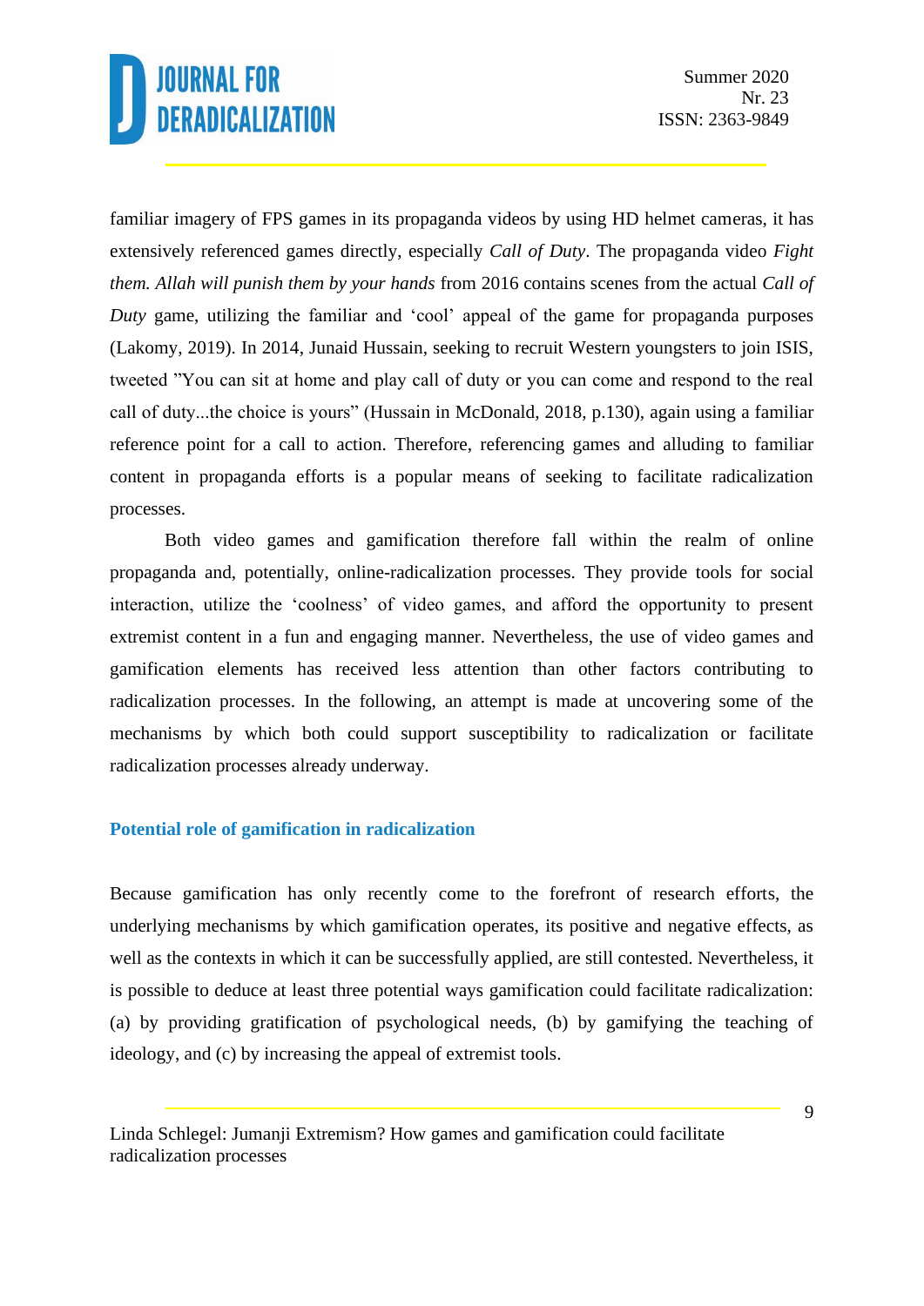familiar imagery of FPS games in its propaganda videos by using HD helmet cameras, it has extensively referenced games directly, especially *Call of Duty*. The propaganda video *Fight them. Allah will punish them by your hands* from 2016 contains scenes from the actual *Call of Duty* game, utilizing the familiar and 'cool' appeal of the game for propaganda purposes (Lakomy, 2019). In 2014, Junaid Hussain, seeking to recruit Western youngsters to join ISIS, tweeted "You can sit at home and play call of duty or you can come and respond to the real call of duty...the choice is yours" (Hussain in McDonald, 2018, p.130), again using a familiar reference point for a call to action. Therefore, referencing games and alluding to familiar content in propaganda efforts is a popular means of seeking to facilitate radicalization processes.

Both video games and gamification therefore fall within the realm of online propaganda and, potentially, online-radicalization processes. They provide tools for social interaction, utilize the 'coolness' of video games, and afford the opportunity to present extremist content in a fun and engaging manner. Nevertheless, the use of video games and gamification elements has received less attention than other factors contributing to radicalization processes. In the following, an attempt is made at uncovering some of the mechanisms by which both could support susceptibility to radicalization or facilitate radicalization processes already underway.

## Potential role of gamification in radicalization

Because gamification has only recently come to the forefront of research efforts, the underlying mechanisms by which gamification operates, its positive and negative effects, as well as the contexts in which it can be successfully applied, are still contested. Nevertheless, it is possible to deduce at least three potential ways gamification could facilitate radicalization: (a) by providing gratification of psychological needs, (b) by gamifying the teaching of ideology, and (c) by increasing the appeal of extremist tools.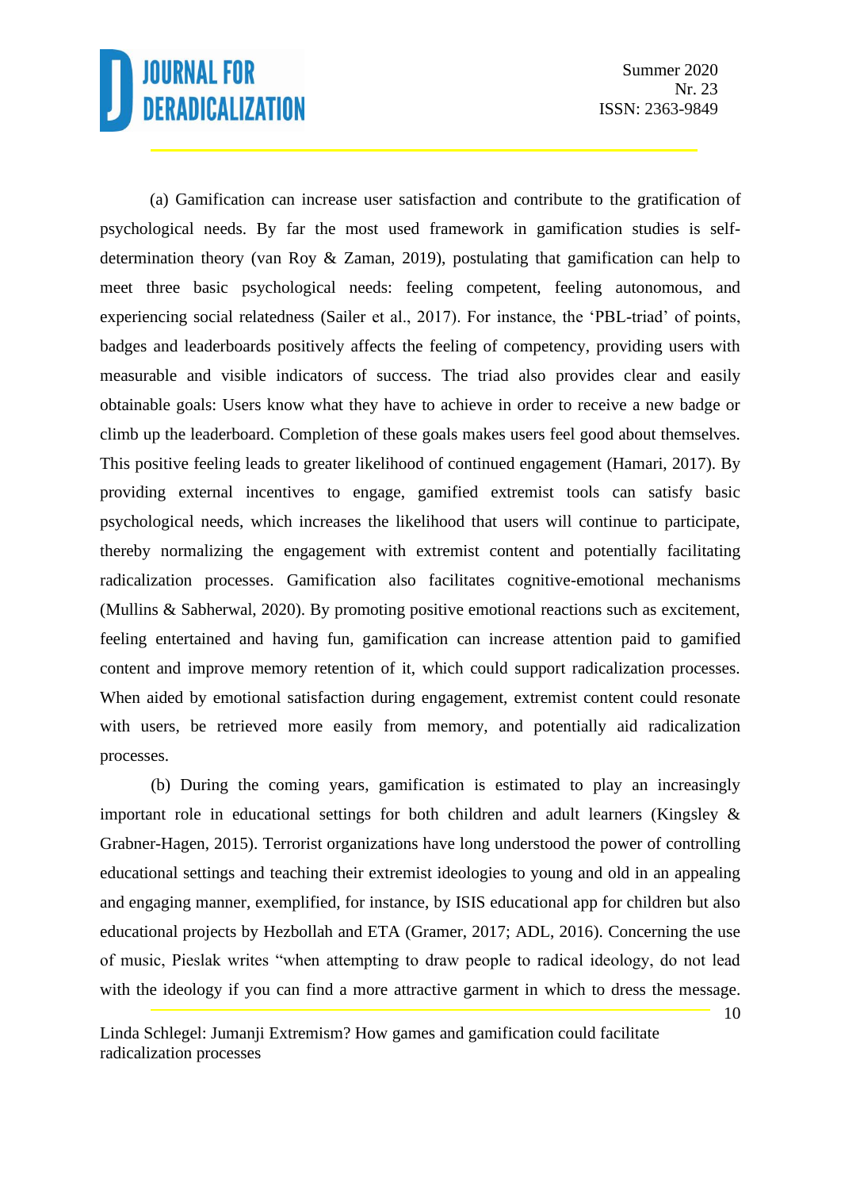(a) Gamification can increase user satisfaction and contribute to the gratification of psychological needs. By far the most used framework in gamification studies is self-determination theory (van Roy & Zaman, 2019), postulating that gamification can help to meet three basic psychological needs: feeling competent, feeling autonomous, and experiencing social relatedness (Sailer et al., 2017). For instance, the 'PBL-triad' of points, badges and leaderboards positively affects the feeling of competency, providing users with measurable and visible indicators of success. The triad also provides clear and easily obtainable goals: Users know what they have to achieve in order to receive a new badge or climb up the leaderboard. Completion of these goals makes users feel good about themselves. This positive feeling leads to greater likelihood of continued engagement (Hamari, 2017). By providing external incentives to engage, gamified extremist tools can satisfy basic psychological needs, which increases the likelihood that users will continue to participate, thereby normalizing the engagement with extremist content and potentially facilitating radicalization processes. Gamification also facilitates cognitive-emotional mechanisms (Mullins & Sabherwal, 2020). By promoting positive emotional reactions such as excitement, feeling entertained and having fun, gamification can increase attention paid to gamified content and improve memory retention of it, which could support radicalization processes. When aided by emotional satisfaction during engagement, extremist content could resonate with users, be retrieved more easily from memory, and potentially aid radicalization processes.

(b) During the coming years, gamification is estimated to play an increasingly important role in educational settings for both children and adult learners (Kingsley & Grabner-Hagen, 2015). Terrorist organizations have long understood the power of controlling educational settings and teaching their extremist ideologies to young and old in an appealing and engaging manner, exemplified, for instance, by ISIS educational app for children but also educational projects by Hezbollah and ETA (Gramer, 2017; ADL, 2016). Concerning the use of music, Pieslak writes "when attempting to draw people to radical ideology, do not lead with the ideology if you can find a more attractive garment in which to dress the message.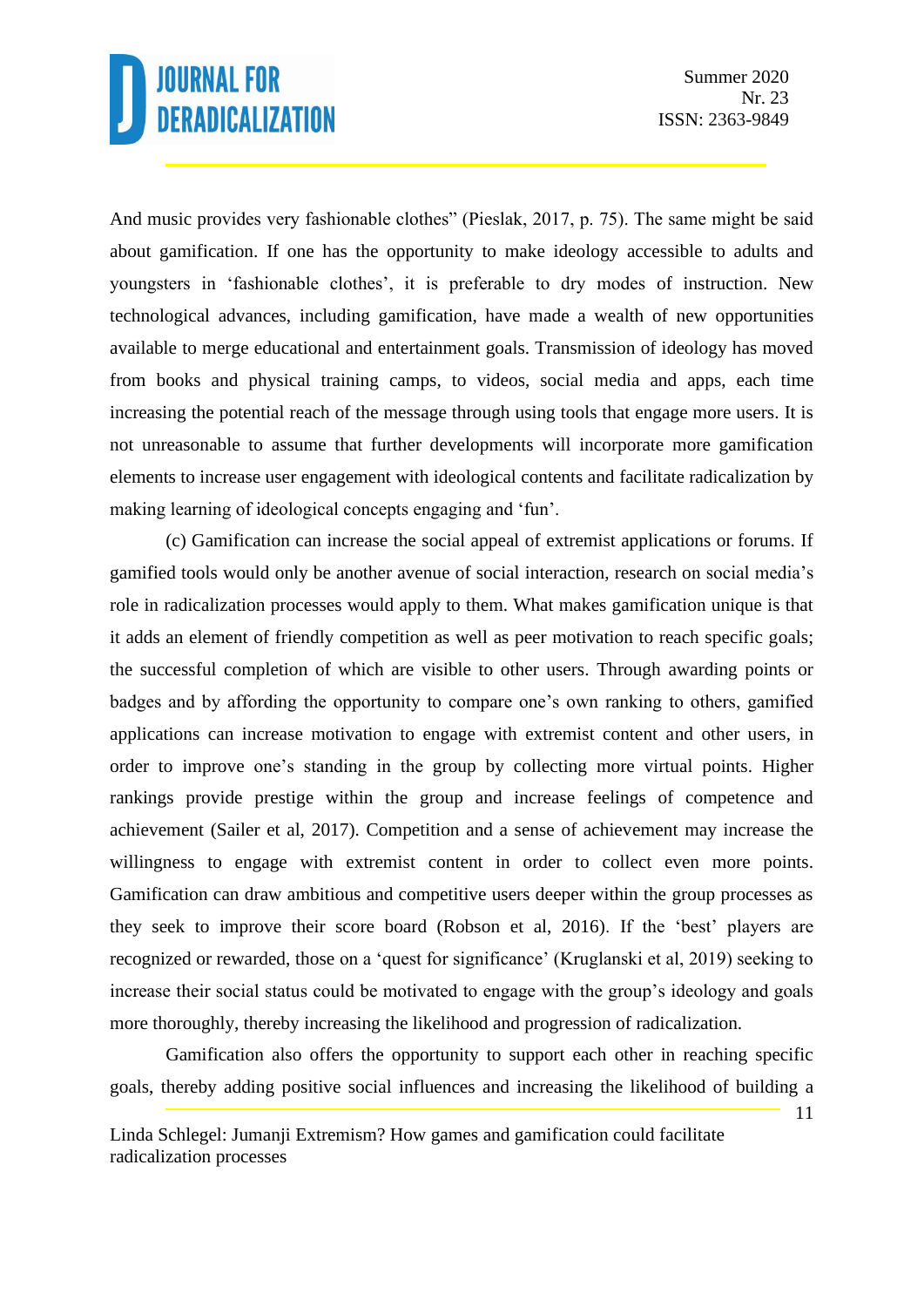And music provides very fashionable clothes" (Pieslak, 2017, p. 75). The same might be said about gamification. If one has the opportunity to make ideology accessible to adults and youngsters in 'fashionable clothes', it is preferable to dry modes of instruction. New technological advances, including gamification, have made a wealth of new opportunities available to merge educational and entertainment goals. Transmission of ideology has moved from books and physical training camps, to videos, social media and apps, each time increasing the potential reach of the message through using tools that engage more users. It is not unreasonable to assume that further developments will incorporate more gamification elements to increase user engagement with ideological contents and facilitate radicalization by making learning of ideological concepts engaging and 'fun'.

(c) Gamification can increase the social appeal of extremist applications or forums. If gamified tools would only be another avenue of social interaction, research on social media's role in radicalization processes would apply to them. What makes gamification unique is that it adds an element of friendly competition as well as peer motivation to reach specific goals; the successful completion of which are visible to other users. Through awarding points or badges and by affording the opportunity to compare one's own ranking to others, gamified applications can increase motivation to engage with extremist content and other users, in order to improve one's standing in the group by collecting more virtual points. Higher rankings provide prestige within the group and increase feelings of competence and achievement (Sailer et al, 2017). Competition and a sense of achievement may increase the willingness to engage with extremist content in order to collect even more points. Gamification can draw ambitious and competitive users deeper within the group processes as they seek to improve their score board (Robson et al, 2016). If the 'best' players are recognized or rewarded, those on a 'quest for significance' (Kruglanski et al, 2019) seeking to increase their social status could be motivated to engage with the group's ideology and goals more thoroughly, thereby increasing the likelihood and progression of radicalization.

Gamification also offers the opportunity to support each other in reaching specific goals, thereby adding positive social influences and increasing the likelihood of building a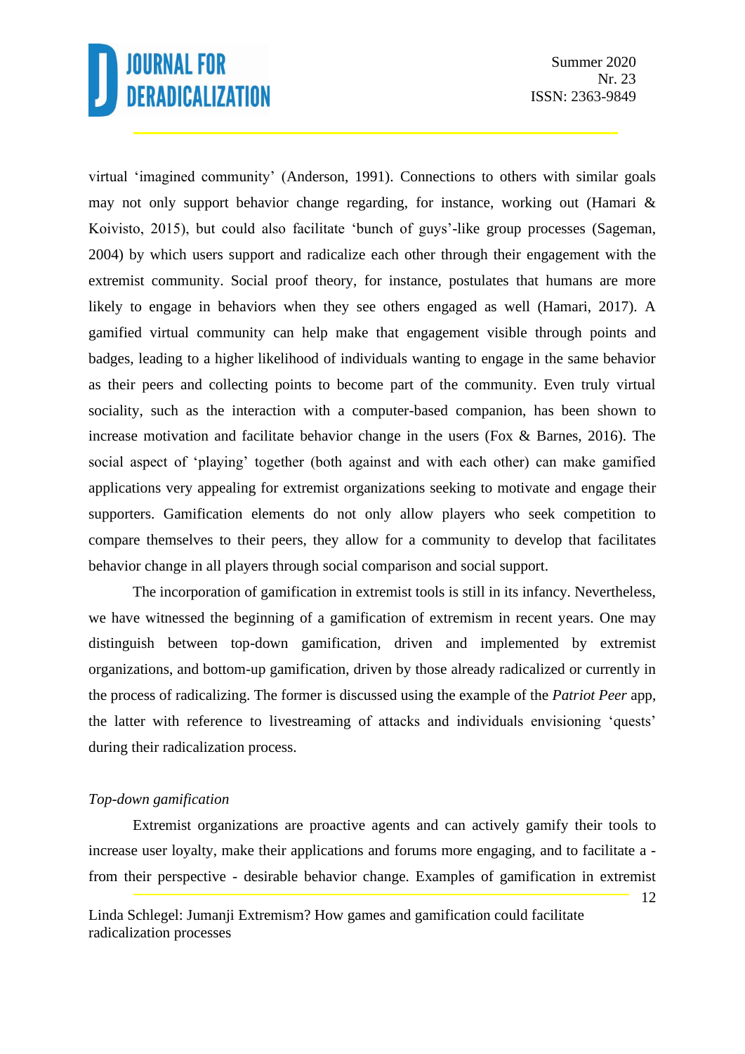virtual 'imagined community' (Anderson, 1991). Connections to others with similar goals may not only support behavior change regarding, for instance, working out (Hamari & Koivisto, 2015), but could also facilitate 'bunch of guys'-like group processes (Sageman, 2004) by which users support and radicalize each other through their engagement with the extremist community. Social proof theory, for instance, postulates that humans are more likely to engage in behaviors when they see others engaged as well (Hamari, 2017). A gamified virtual community can help make that engagement visible through points and badges, leading to a higher likelihood of individuals wanting to engage in the same behavior as their peers and collecting points to become part of the community. Even truly virtual sociality, such as the interaction with a computer-based companion, has been shown to increase motivation and facilitate behavior change in the users (Fox & Barnes, 2016). The social aspect of 'playing' together (both against and with each other) can make gamified applications very appealing for extremist organizations seeking to motivate and engage their supporters. Gamification elements do not only allow players who seek competition to compare themselves to their peers, they allow for a community to develop that facilitates behavior change in all players through social comparison and social support.

The incorporation of gamification in extremist tools is still in its infancy. Nevertheless, we have witnessed the beginning of a gamification of extremism in recent years. One may distinguish between top-down gamification, driven and implemented by extremist organizations, and bottom-up gamification, driven by those already radicalized or currently in the process of radicalizing. The former is discussed using the example of the *Patriot Peer* app, the latter with reference to livestreaming of attacks and individuals envisioning 'quests' during their radicalization process.

*Top-down gamification*

Extremist organizations are proactive agents and can actively gamify their tools to increase user loyalty, make their applications and forums more engaging, and to facilitate a - from their perspective - desirable behavior change. Examples of gamification in extremist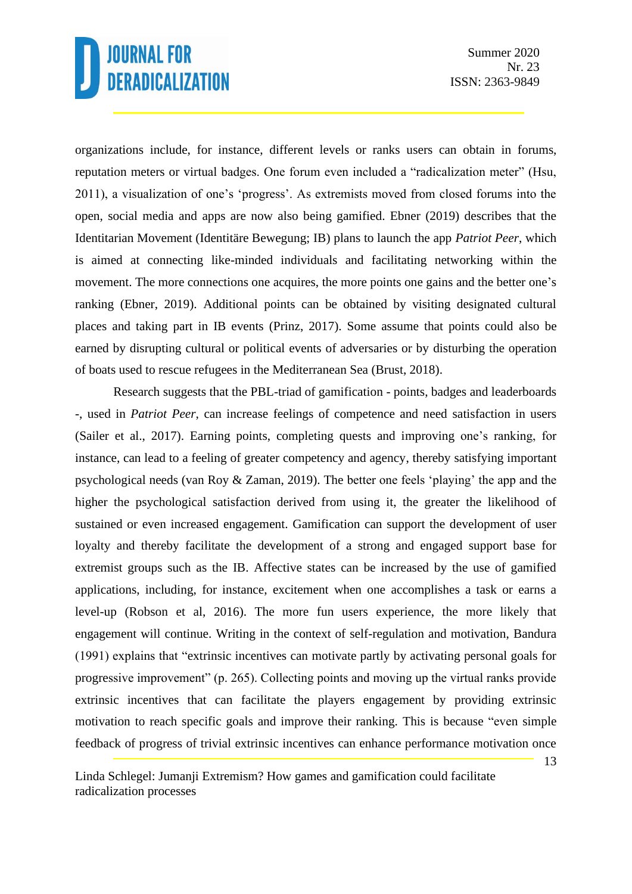organizations include, for instance, different levels or ranks users can obtain in forums, reputation meters or virtual badges. One forum even included a "radicalization meter" (Hsu, 2011), a visualization of one's 'progress'. As extremists moved from closed forums into the open, social media and apps are now also being gamified. Ebner (2019) describes that the Identitarian Movement (Identitäre Bewegung; IB) plans to launch the app *Patriot Peer*, which is aimed at connecting like-minded individuals and facilitating networking within the movement. The more connections one acquires, the more points one gains and the better one's ranking (Ebner, 2019). Additional points can be obtained by visiting designated cultural places and taking part in IB events (Prinz, 2017). Some assume that points could also be earned by disrupting cultural or political events of adversaries or by disturbing the operation of boats used to rescue refugees in the Mediterranean Sea (Brust, 2018).

Research suggests that the PBL-triad of gamification - points, badges and leaderboards -, used in *Patriot Peer*, can increase feelings of competence and need satisfaction in users (Sailer et al., 2017). Earning points, completing quests and improving one's ranking, for instance, can lead to a feeling of greater competency and agency, thereby satisfying important psychological needs (van Roy & Zaman, 2019). The better one feels 'playing' the app and the higher the psychological satisfaction derived from using it, the greater the likelihood of sustained or even increased engagement. Gamification can support the development of user loyalty and thereby facilitate the development of a strong and engaged support base for extremist groups such as the IB. Affective states can be increased by the use of gamified applications, including, for instance, excitement when one accomplishes a task or earns a level-up (Robson et al, 2016). The more fun users experience, the more likely that engagement will continue. Writing in the context of self-regulation and motivation, Bandura (1991) explains that "extrinsic incentives can motivate partly by activating personal goals for progressive improvement" (p. 265). Collecting points and moving up the virtual ranks provide extrinsic incentives that can facilitate the players engagement by providing extrinsic motivation to reach specific goals and improve their ranking. This is because "even simple feedback of progress of trivial extrinsic incentives can enhance performance motivation once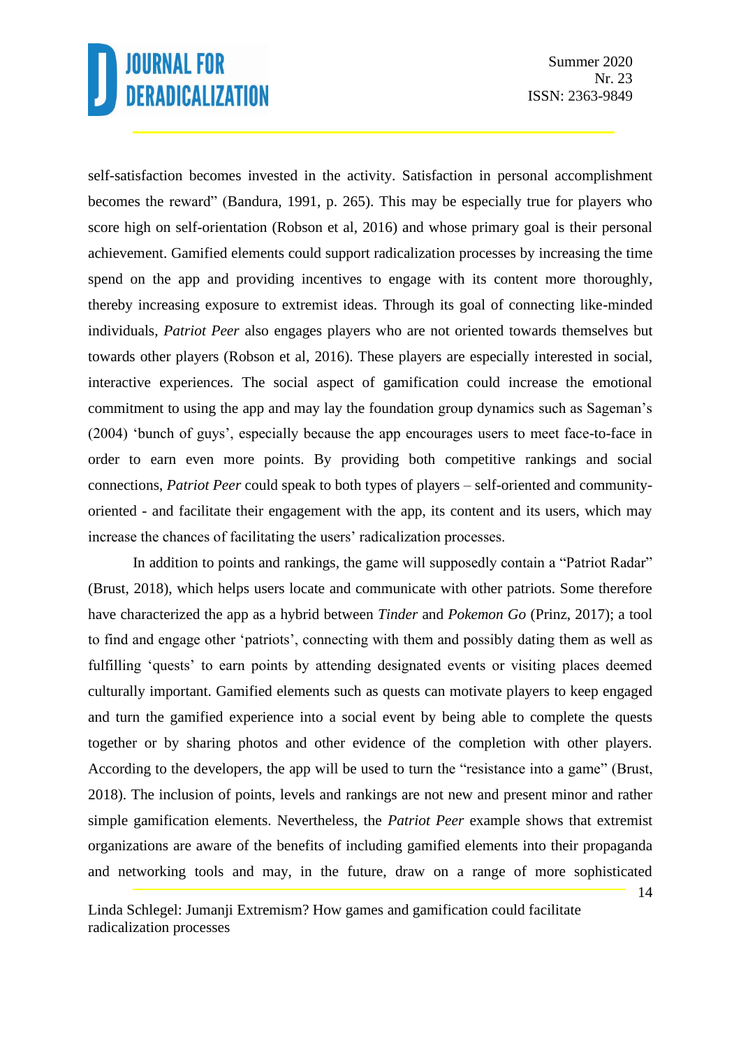self-satisfaction becomes invested in the activity. Satisfaction in personal accomplishment becomes the reward" (Bandura, 1991, p. 265). This may be especially true for players who score high on self-orientation (Robson et al, 2016) and whose primary goal is their personal achievement. Gamified elements could support radicalization processes by increasing the time spend on the app and providing incentives to engage with its content more thoroughly, thereby increasing exposure to extremist ideas. Through its goal of connecting like-minded individuals, *Patriot Peer* also engages players who are not oriented towards themselves but towards other players (Robson et al, 2016). These players are especially interested in social, interactive experiences. The social aspect of gamification could increase the emotional commitment to using the app and may lay the foundation group dynamics such as Sageman's (2004) 'bunch of guys', especially because the app encourages users to meet face-to-face in order to earn even more points. By providing both competitive rankings and social connections, *Patriot Peer* could speak to both types of players – self-oriented and community-oriented - and facilitate their engagement with the app, its content and its users, which may increase the chances of facilitating the users' radicalization processes.

In addition to points and rankings, the game will supposedly contain a "Patriot Radar" (Brust, 2018), which helps users locate and communicate with other patriots. Some therefore have characterized the app as a hybrid between *Tinder* and *Pokemon Go* (Prinz, 2017); a tool to find and engage other 'patriots', connecting with them and possibly dating them as well as fulfilling 'quests' to earn points by attending designated events or visiting places deemed culturally important. Gamified elements such as quests can motivate players to keep engaged and turn the gamified experience into a social event by being able to complete the quests together or by sharing photos and other evidence of the completion with other players. According to the developers, the app will be used to turn the "resistance into a game" (Brust, 2018). The inclusion of points, levels and rankings are not new and present minor and rather simple gamification elements. Nevertheless, the *Patriot Peer* example shows that extremist organizations are aware of the benefits of including gamified elements into their propaganda and networking tools and may, in the future, draw on a range of more sophisticated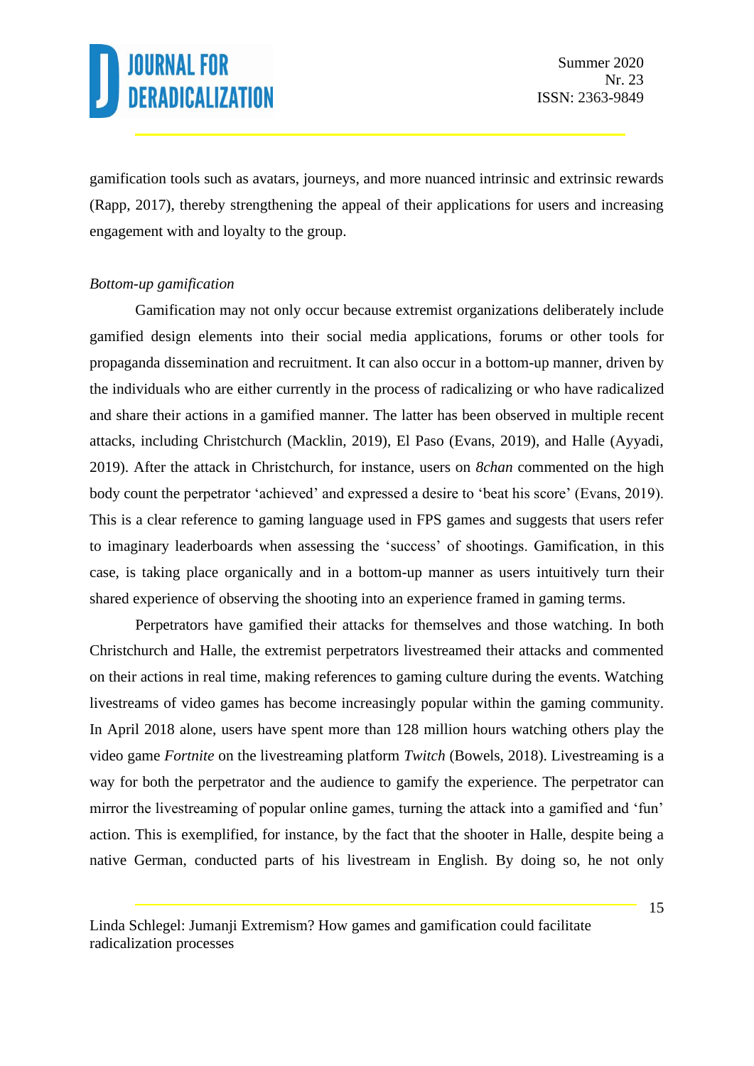gamification tools such as avatars, journeys, and more nuanced intrinsic and extrinsic rewards (Rapp, 2017), thereby strengthening the appeal of their applications for users and increasing engagement with and loyalty to the group.

*Bottom-up gamification*

Gamification may not only occur because extremist organizations deliberately include gamified design elements into their social media applications, forums or other tools for propaganda dissemination and recruitment. It can also occur in a bottom-up manner, driven by the individuals who are either currently in the process of radicalizing or who have radicalized and share their actions in a gamified manner. The latter has been observed in multiple recent attacks, including Christchurch (Macklin, 2019), El Paso (Evans, 2019), and Halle (Ayyadi, 2019). After the attack in Christchurch, for instance, users on *8chan* commented on the high body count the perpetrator 'achieved' and expressed a desire to 'beat his score' (Evans, 2019). This is a clear reference to gaming language used in FPS games and suggests that users refer to imaginary leaderboards when assessing the 'success' of shootings. Gamification, in this case, is taking place organically and in a bottom-up manner as users intuitively turn their shared experience of observing the shooting into an experience framed in gaming terms.

Perpetrators have gamified their attacks for themselves and those watching. In both Christchurch and Halle, the extremist perpetrators livestreamed their attacks and commented on their actions in real time, making references to gaming culture during the events. Watching livestreams of video games has become increasingly popular within the gaming community. In April 2018 alone, users have spent more than 128 million hours watching others play the video game *Fortnite* on the livestreaming platform *Twitch* (Bowels, 2018). Livestreaming is a way for both the perpetrator and the audience to gamify the experience. The perpetrator can mirror the livestreaming of popular online games, turning the attack into a gamified and 'fun' action. This is exemplified, for instance, by the fact that the shooter in Halle, despite being a native German, conducted parts of his livestream in English. By doing so, he not only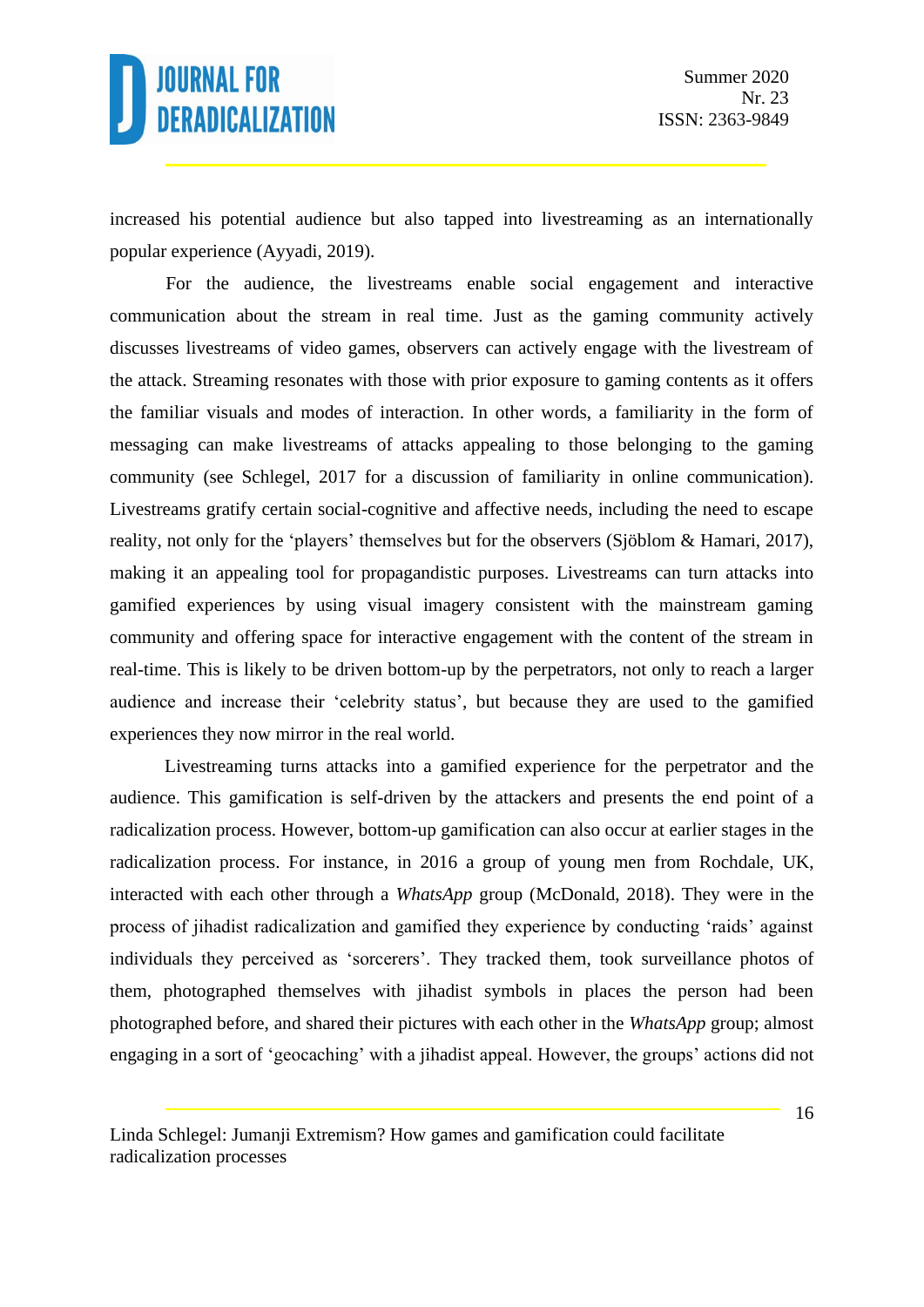increased his potential audience but also tapped into livestreaming as an internationally popular experience (Ayyadi, 2019).

For the audience, the livestreams enable social engagement and interactive communication about the stream in real time. Just as the gaming community actively discusses livestreams of video games, observers can actively engage with the livestream of the attack. Streaming resonates with those with prior exposure to gaming contents as it offers the familiar visuals and modes of interaction. In other words, a familiarity in the form of messaging can make livestreams of attacks appealing to those belonging to the gaming community (see Schlegel, 2017 for a discussion of familiarity in online communication). Livestreams gratify certain social-cognitive and affective needs, including the need to escape reality, not only for the 'players' themselves but for the observers (Sjöblom & Hamari, 2017), making it an appealing tool for propagandistic purposes. Livestreams can turn attacks into gamified experiences by using visual imagery consistent with the mainstream gaming community and offering space for interactive engagement with the content of the stream in real-time. This is likely to be driven bottom-up by the perpetrators, not only to reach a larger audience and increase their 'celebrity status', but because they are used to the gamified experiences they now mirror in the real world.

Livestreaming turns attacks into a gamified experience for the perpetrator and the audience. This gamification is self-driven by the attackers and presents the end point of a radicalization process. However, bottom-up gamification can also occur at earlier stages in the radicalization process. For instance, in 2016 a group of young men from Rochdale, UK, interacted with each other through a *WhatsApp* group (McDonald, 2018). They were in the process of jihadist radicalization and gamified they experience by conducting 'raids' against individuals they perceived as 'sorcerers'. They tracked them, took surveillance photos of them, photographed themselves with jihadist symbols in places the person had been photographed before, and shared their pictures with each other in the *WhatsApp* group; almost engaging in a sort of 'geocaching' with a jihadist appeal. However, the groups' actions did not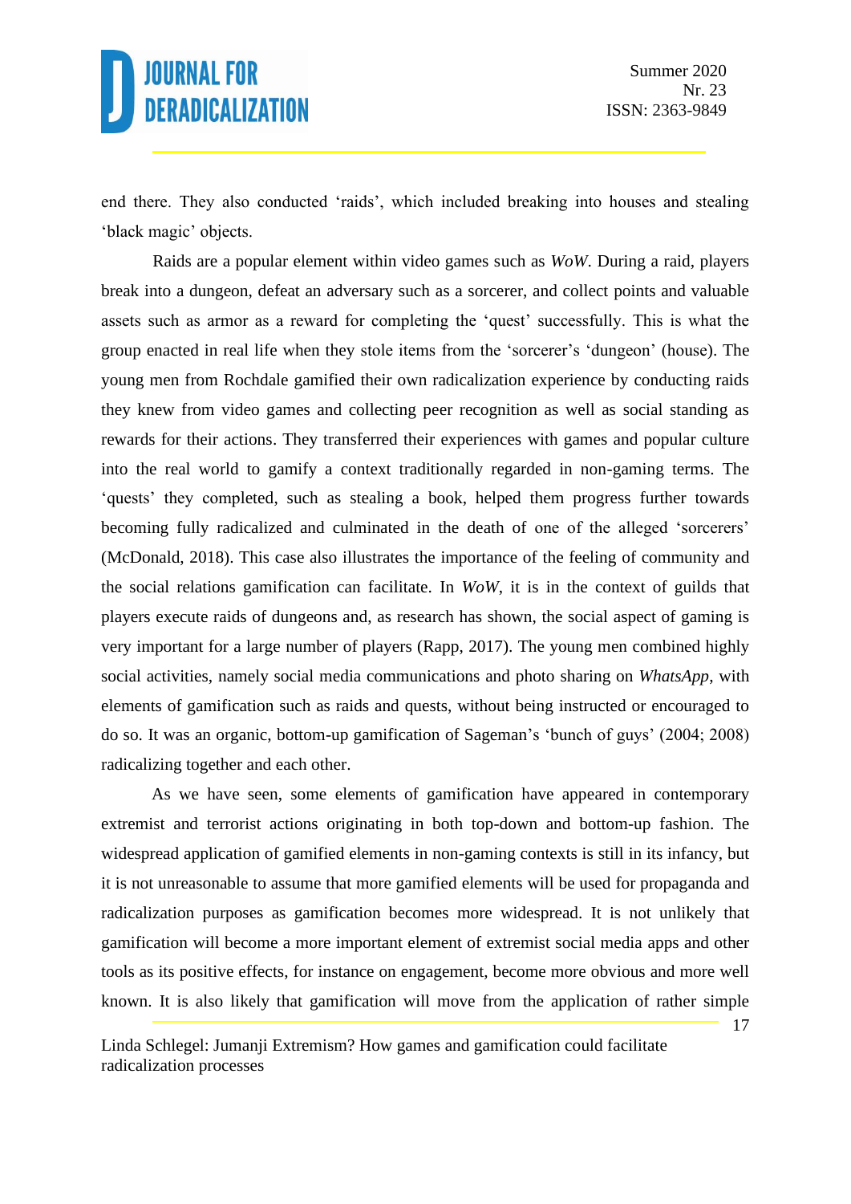end there. They also conducted 'raids', which included breaking into houses and stealing 'black magic' objects.

Raids are a popular element within video games such as *WoW*. During a raid, players break into a dungeon, defeat an adversary such as a sorcerer, and collect points and valuable assets such as armor as a reward for completing the 'quest' successfully. This is what the group enacted in real life when they stole items from the 'sorcerer's 'dungeon' (house). The young men from Rochdale gamified their own radicalization experience by conducting raids they knew from video games and collecting peer recognition as well as social standing as rewards for their actions. They transferred their experiences with games and popular culture into the real world to gamify a context traditionally regarded in non-gaming terms. The 'quests' they completed, such as stealing a book, helped them progress further towards becoming fully radicalized and culminated in the death of one of the alleged 'sorcerers' (McDonald, 2018). This case also illustrates the importance of the feeling of community and the social relations gamification can facilitate. In *WoW*, it is in the context of guilds that players execute raids of dungeons and, as research has shown, the social aspect of gaming is very important for a large number of players (Rapp, 2017). The young men combined highly social activities, namely social media communications and photo sharing on *WhatsApp*, with elements of gamification such as raids and quests, without being instructed or encouraged to do so. It was an organic, bottom-up gamification of Sageman's 'bunch of guys' (2004; 2008) radicalizing together and each other.

As we have seen, some elements of gamification have appeared in contemporary extremist and terrorist actions originating in both top-down and bottom-up fashion. The widespread application of gamified elements in non-gaming contexts is still in its infancy, but it is not unreasonable to assume that more gamified elements will be used for propaganda and radicalization purposes as gamification becomes more widespread. It is not unlikely that gamification will become a more important element of extremist social media apps and other tools as its positive effects, for instance on engagement, become more obvious and more well known. It is also likely that gamification will move from the application of rather simple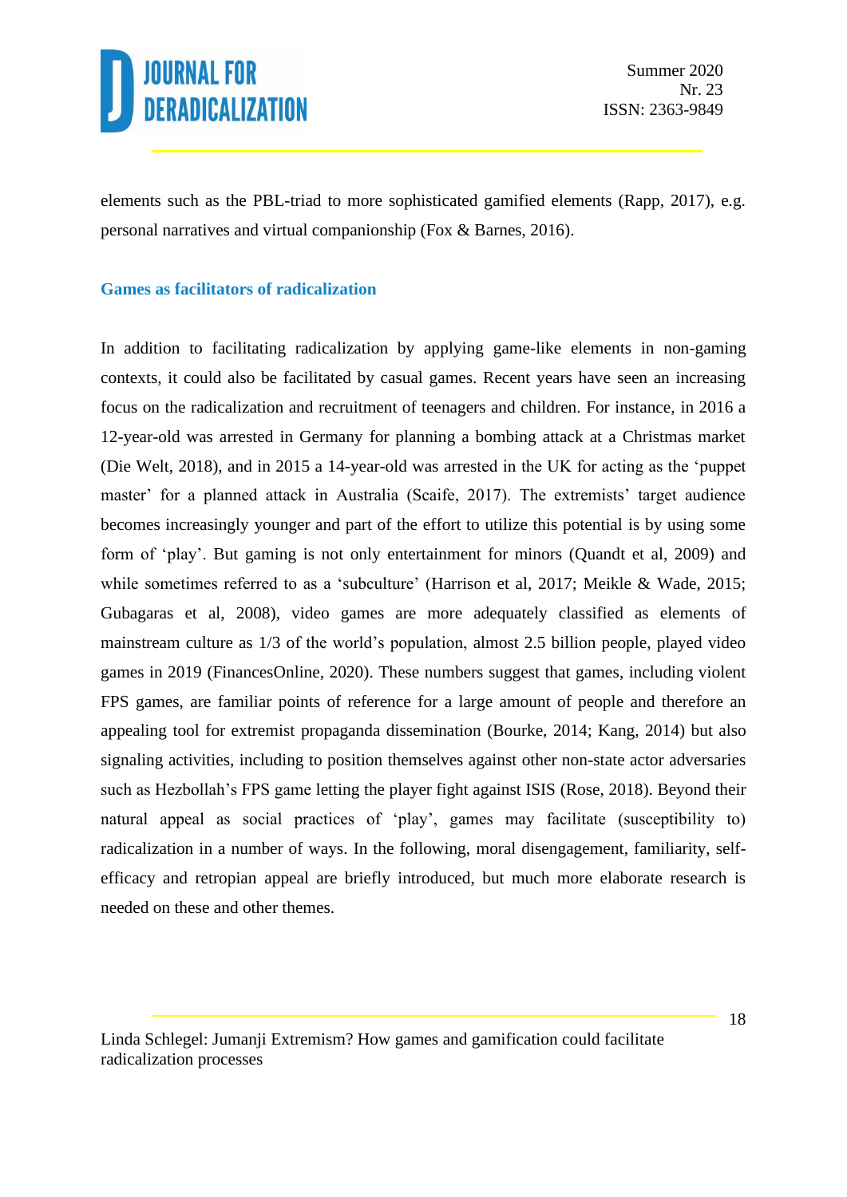elements such as the PBL-triad to more sophisticated gamified elements (Rapp, 2017), e.g. personal narratives and virtual companionship (Fox & Barnes, 2016).

### Games as facilitators of radicalization

In addition to facilitating radicalization by applying game-like elements in non-gaming contexts, it could also be facilitated by casual games. Recent years have seen an increasing focus on the radicalization and recruitment of teenagers and children. For instance, in 2016 a 12-year-old was arrested in Germany for planning a bombing attack at a Christmas market (Die Welt, 2018), and in 2015 a 14-year-old was arrested in the UK for acting as the 'puppet master' for a planned attack in Australia (Scaife, 2017). The extremists' target audience becomes increasingly younger and part of the effort to utilize this potential is by using some form of 'play'. But gaming is not only entertainment for minors (Quandt et al, 2009) and while sometimes referred to as a 'subculture' (Harrison et al, 2017; Meikle & Wade, 2015; Gubagaras et al, 2008), video games are more adequately classified as elements of mainstream culture as 1/3 of the world's population, almost 2.5 billion people, played video games in 2019 (FinancesOnline, 2020). These numbers suggest that games, including violent FPS games, are familiar points of reference for a large amount of people and therefore an appealing tool for extremist propaganda dissemination (Bourke, 2014; Kang, 2014) but also signaling activities, including to position themselves against other non-state actor adversaries such as Hezbollah's FPS game letting the player fight against ISIS (Rose, 2018). Beyond their natural appeal as social practices of 'play', games may facilitate (susceptibility to) radicalization in a number of ways. In the following, moral disengagement, familiarity, self-efficacy and retropian appeal are briefly introduced, but much more elaborate research is needed on these and other themes.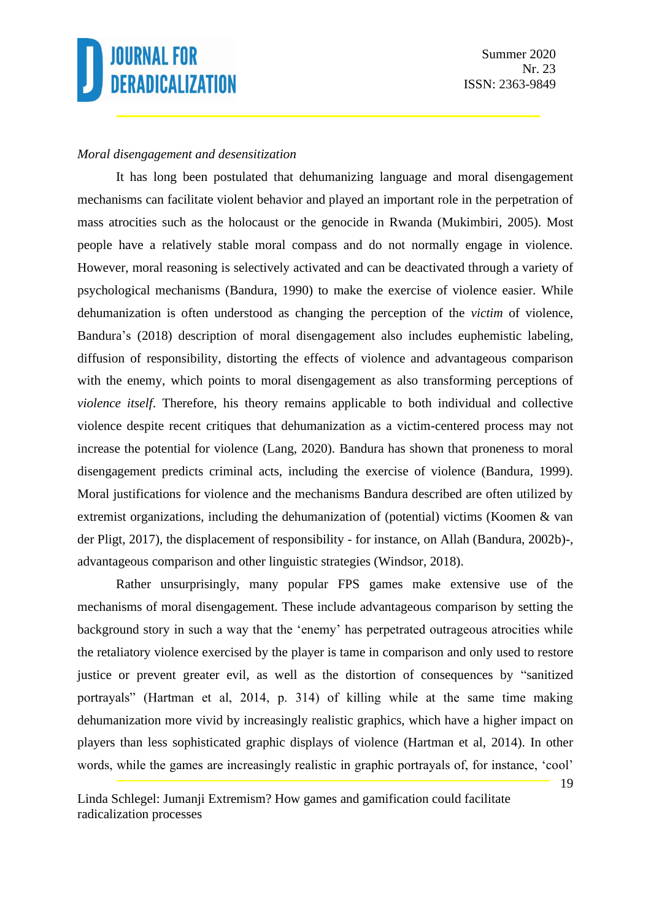*Moral disengagement and desensitization*

It has long been postulated that dehumanizing language and moral disengagement mechanisms can facilitate violent behavior and played an important role in the perpetration of mass atrocities such as the holocaust or the genocide in Rwanda (Mukimbiri, 2005). Most people have a relatively stable moral compass and do not normally engage in violence. However, moral reasoning is selectively activated and can be deactivated through a variety of psychological mechanisms (Bandura, 1990) to make the exercise of violence easier. While dehumanization is often understood as changing the perception of the *victim* of violence, Bandura's (2018) description of moral disengagement also includes euphemistic labeling, diffusion of responsibility, distorting the effects of violence and advantageous comparison with the enemy, which points to moral disengagement as also transforming perceptions of *violence itself*. Therefore, his theory remains applicable to both individual and collective violence despite recent critiques that dehumanization as a victim-centered process may not increase the potential for violence (Lang, 2020). Bandura has shown that proneness to moral disengagement predicts criminal acts, including the exercise of violence (Bandura, 1999). Moral justifications for violence and the mechanisms Bandura described are often utilized by extremist organizations, including the dehumanization of (potential) victims (Koomen & van der Pligt, 2017), the displacement of responsibility - for instance, on Allah (Bandura, 2002b)-, advantageous comparison and other linguistic strategies (Windsor, 2018).

Rather unsurprisingly, many popular FPS games make extensive use of the mechanisms of moral disengagement. These include advantageous comparison by setting the background story in such a way that the 'enemy' has perpetrated outrageous atrocities while the retaliatory violence exercised by the player is tame in comparison and only used to restore justice or prevent greater evil, as well as the distortion of consequences by "sanitized portrayals" (Hartman et al, 2014, p. 314) of killing while at the same time making dehumanization more vivid by increasingly realistic graphics, which have a higher impact on players than less sophisticated graphic displays of violence (Hartman et al, 2014). In other words, while the games are increasingly realistic in graphic portrayals of, for instance, 'cool'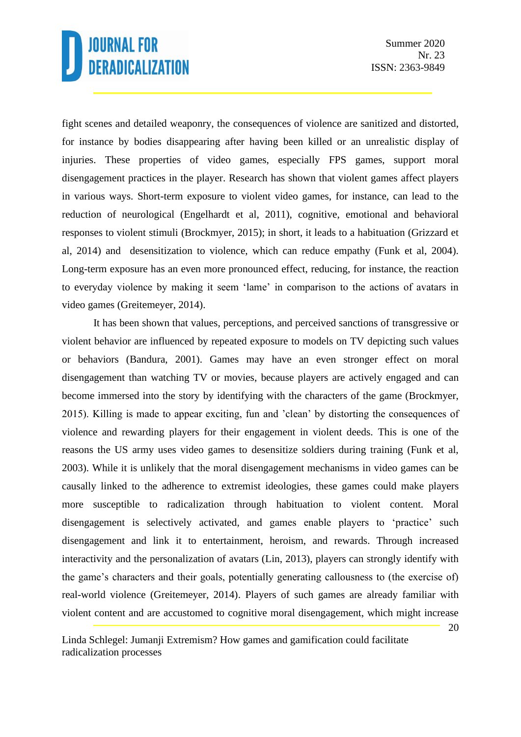fight scenes and detailed weaponry, the consequences of violence are sanitized and distorted, for instance by bodies disappearing after having been killed or an unrealistic display of injuries. These properties of video games, especially FPS games, support moral disengagement practices in the player. Research has shown that violent games affect players in various ways. Short-term exposure to violent video games, for instance, can lead to the reduction of neurological (Engelhardt et al, 2011), cognitive, emotional and behavioral responses to violent stimuli (Brockmyer, 2015); in short, it leads to a habituation (Grizzard et al, 2014) and desensitization to violence, which can reduce empathy (Funk et al, 2004). Long-term exposure has an even more pronounced effect, reducing, for instance, the reaction to everyday violence by making it seem 'lame' in comparison to the actions of avatars in video games (Greitemeyer, 2014).

It has been shown that values, perceptions, and perceived sanctions of transgressive or violent behavior are influenced by repeated exposure to models on TV depicting such values or behaviors (Bandura, 2001). Games may have an even stronger effect on moral disengagement than watching TV or movies, because players are actively engaged and can become immersed into the story by identifying with the characters of the game (Brockmyer, 2015). Killing is made to appear exciting, fun and 'clean' by distorting the consequences of violence and rewarding players for their engagement in violent deeds. This is one of the reasons the US army uses video games to desensitize soldiers during training (Funk et al, 2003). While it is unlikely that the moral disengagement mechanisms in video games can be causally linked to the adherence to extremist ideologies, these games could make players more susceptible to radicalization through habituation to violent content. Moral disengagement is selectively activated, and games enable players to 'practice' such disengagement and link it to entertainment, heroism, and rewards. Through increased interactivity and the personalization of avatars (Lin, 2013), players can strongly identify with the game's characters and their goals, potentially generating callousness to (the exercise of) real-world violence (Greitemeyer, 2014). Players of such games are already familiar with violent content and are accustomed to cognitive moral disengagement, which might increase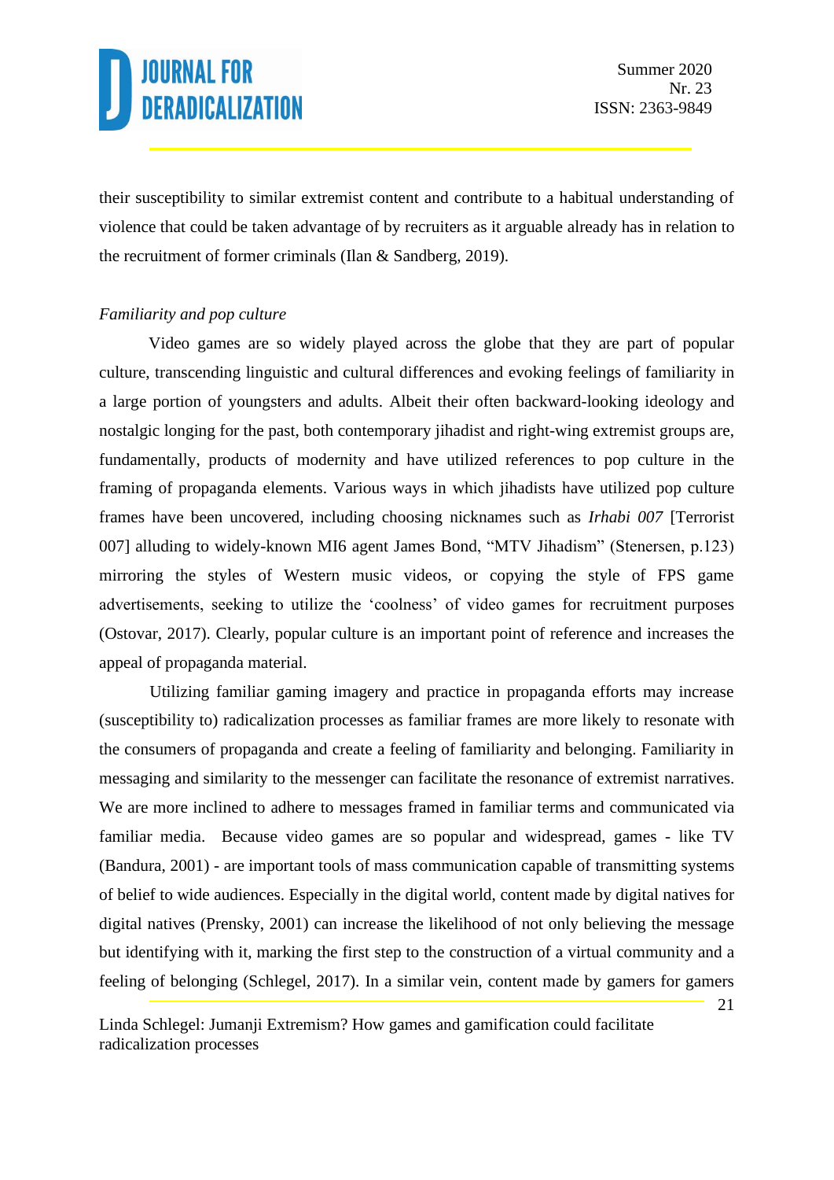their susceptibility to similar extremist content and contribute to a habitual understanding of violence that could be taken advantage of by recruiters as it arguable already has in relation to the recruitment of former criminals (Ilan & Sandberg, 2019).

*Familiarity and pop culture*

Video games are so widely played across the globe that they are part of popular culture, transcending linguistic and cultural differences and evoking feelings of familiarity in a large portion of youngsters and adults. Albeit their often backward-looking ideology and nostalgic longing for the past, both contemporary jihadist and right-wing extremist groups are, fundamentally, products of modernity and have utilized references to pop culture in the framing of propaganda elements. Various ways in which jihadists have utilized pop culture frames have been uncovered, including choosing nicknames such as *Irhabi 007* [Terrorist 007] alluding to widely-known MI6 agent James Bond, "MTV Jihadism" (Stenersen, p.123) mirroring the styles of Western music videos, or copying the style of FPS game advertisements, seeking to utilize the 'coolness' of video games for recruitment purposes (Ostovar, 2017). Clearly, popular culture is an important point of reference and increases the appeal of propaganda material.

Utilizing familiar gaming imagery and practice in propaganda efforts may increase (susceptibility to) radicalization processes as familiar frames are more likely to resonate with the consumers of propaganda and create a feeling of familiarity and belonging. Familiarity in messaging and similarity to the messenger can facilitate the resonance of extremist narratives. We are more inclined to adhere to messages framed in familiar terms and communicated via familiar media. Because video games are so popular and widespread, games - like TV (Bandura, 2001) - are important tools of mass communication capable of transmitting systems of belief to wide audiences. Especially in the digital world, content made by digital natives for digital natives (Prensky, 2001) can increase the likelihood of not only believing the message but identifying with it, marking the first step to the construction of a virtual community and a feeling of belonging (Schlegel, 2017). In a similar vein, content made by gamers for gamers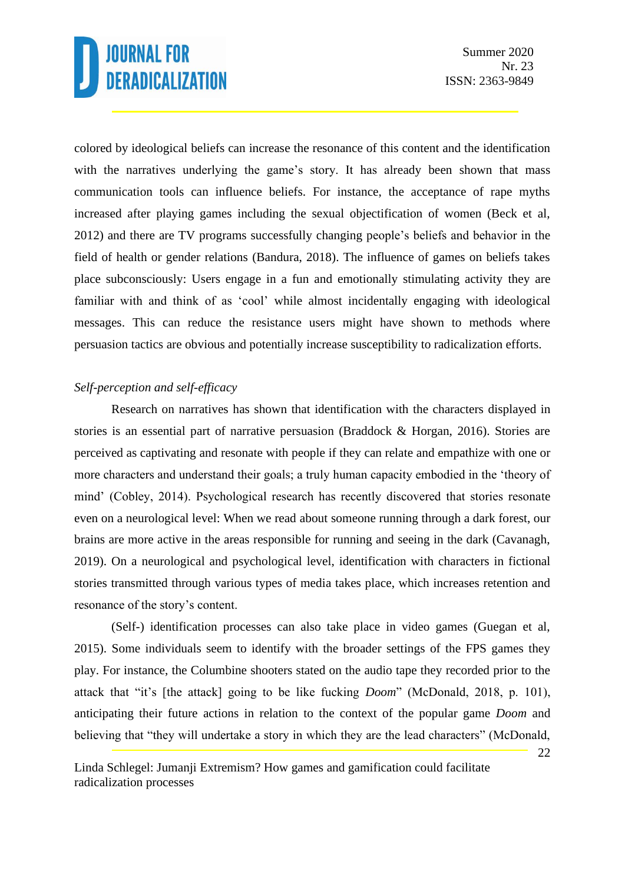colored by ideological beliefs can increase the resonance of this content and the identification with the narratives underlying the game's story. It has already been shown that mass communication tools can influence beliefs. For instance, the acceptance of rape myths increased after playing games including the sexual objectification of women (Beck et al, 2012) and there are TV programs successfully changing people's beliefs and behavior in the field of health or gender relations (Bandura, 2018). The influence of games on beliefs takes place subconsciously: Users engage in a fun and emotionally stimulating activity they are familiar with and think of as 'cool' while almost incidentally engaging with ideological messages. This can reduce the resistance users might have shown to methods where persuasion tactics are obvious and potentially increase susceptibility to radicalization efforts.

*Self-perception and self-efficacy*

Research on narratives has shown that identification with the characters displayed in stories is an essential part of narrative persuasion (Braddock & Horgan, 2016). Stories are perceived as captivating and resonate with people if they can relate and empathize with one or more characters and understand their goals; a truly human capacity embodied in the 'theory of mind' (Cobley, 2014). Psychological research has recently discovered that stories resonate even on a neurological level: When we read about someone running through a dark forest, our brains are more active in the areas responsible for running and seeing in the dark (Cavanagh, 2019). On a neurological and psychological level, identification with characters in fictional stories transmitted through various types of media takes place, which increases retention and resonance of the story's content.

(Self-) identification processes can also take place in video games (Guegan et al, 2015). Some individuals seem to identify with the broader settings of the FPS games they play. For instance, the Columbine shooters stated on the audio tape they recorded prior to the attack that "it's [the attack] going to be like fucking *Doom*" (McDonald, 2018, p. 101), anticipating their future actions in relation to the context of the popular game *Doom* and believing that "they will undertake a story in which they are the lead characters" (McDonald,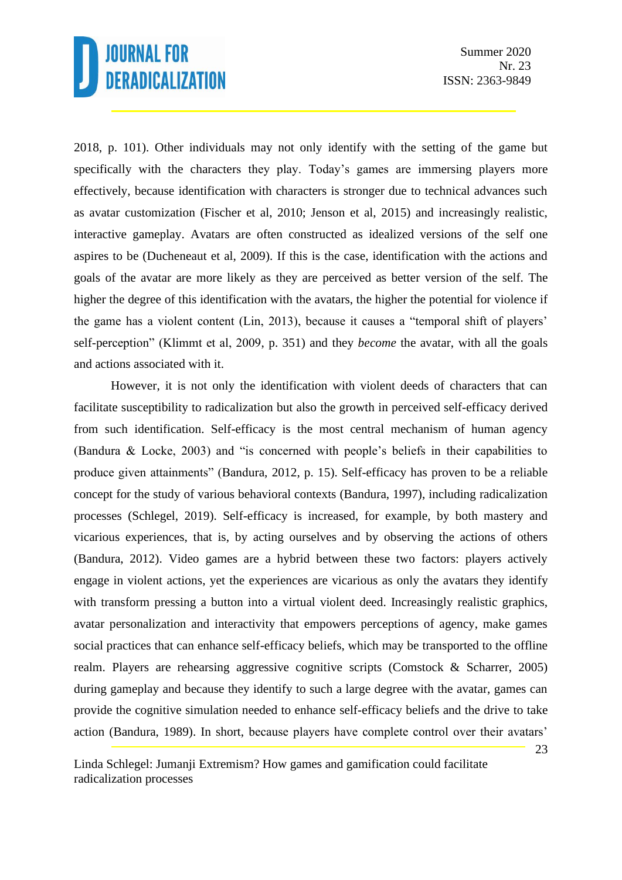2018, p. 101). Other individuals may not only identify with the setting of the game but specifically with the characters they play. Today's games are immersing players more effectively, because identification with characters is stronger due to technical advances such as avatar customization (Fischer et al, 2010; Jenson et al, 2015) and increasingly realistic, interactive gameplay. Avatars are often constructed as idealized versions of the self one aspires to be (Ducheneaut et al, 2009). If this is the case, identification with the actions and goals of the avatar are more likely as they are perceived as better version of the self. The higher the degree of this identification with the avatars, the higher the potential for violence if the game has a violent content (Lin, 2013), because it causes a "temporal shift of players' self-perception" (Klimmt et al, 2009, p. 351) and they *become* the avatar, with all the goals and actions associated with it.

However, it is not only the identification with violent deeds of characters that can facilitate susceptibility to radicalization but also the growth in perceived self-efficacy derived from such identification. Self-efficacy is the most central mechanism of human agency (Bandura & Locke, 2003) and "is concerned with people's beliefs in their capabilities to produce given attainments" (Bandura, 2012, p. 15). Self-efficacy has proven to be a reliable concept for the study of various behavioral contexts (Bandura, 1997), including radicalization processes (Schlegel, 2019). Self-efficacy is increased, for example, by both mastery and vicarious experiences, that is, by acting ourselves and by observing the actions of others (Bandura, 2012). Video games are a hybrid between these two factors: players actively engage in violent actions, yet the experiences are vicarious as only the avatars they identify with transform pressing a button into a virtual violent deed. Increasingly realistic graphics, avatar personalization and interactivity that empowers perceptions of agency, make games social practices that can enhance self-efficacy beliefs, which may be transported to the offline realm. Players are rehearsing aggressive cognitive scripts (Comstock & Scharrer, 2005) during gameplay and because they identify to such a large degree with the avatar, games can provide the cognitive simulation needed to enhance self-efficacy beliefs and the drive to take action (Bandura, 1989). In short, because players have complete control over their avatars'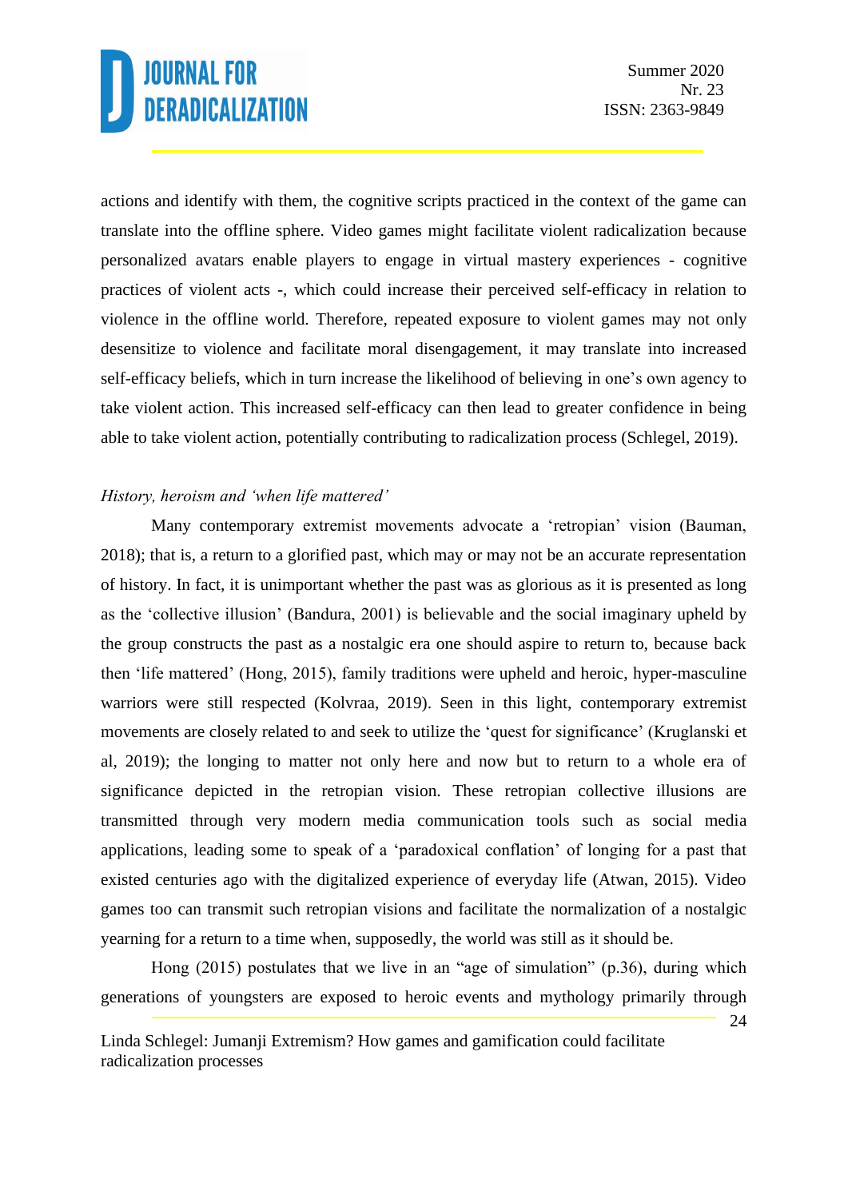actions and identify with them, the cognitive scripts practiced in the context of the game can translate into the offline sphere. Video games might facilitate violent radicalization because personalized avatars enable players to engage in virtual mastery experiences - cognitive practices of violent acts -, which could increase their perceived self-efficacy in relation to violence in the offline world. Therefore, repeated exposure to violent games may not only desensitize to violence and facilitate moral disengagement, it may translate into increased self-efficacy beliefs, which in turn increase the likelihood of believing in one's own agency to take violent action. This increased self-efficacy can then lead to greater confidence in being able to take violent action, potentially contributing to radicalization process (Schlegel, 2019).

*History, heroism and 'when life mattered'*

Many contemporary extremist movements advocate a 'retropian' vision (Bauman, 2018); that is, a return to a glorified past, which may or may not be an accurate representation of history. In fact, it is unimportant whether the past was as glorious as it is presented as long as the 'collective illusion' (Bandura, 2001) is believable and the social imaginary upheld by the group constructs the past as a nostalgic era one should aspire to return to, because back then 'life mattered' (Hong, 2015), family traditions were upheld and heroic, hyper-masculine warriors were still respected (Kolvraa, 2019). Seen in this light, contemporary extremist movements are closely related to and seek to utilize the 'quest for significance' (Kruglanski et al, 2019); the longing to matter not only here and now but to return to a whole era of significance depicted in the retropian vision. These retropian collective illusions are transmitted through very modern media communication tools such as social media applications, leading some to speak of a 'paradoxical conflation' of longing for a past that existed centuries ago with the digitalized experience of everyday life (Atwan, 2015). Video games too can transmit such retropian visions and facilitate the normalization of a nostalgic yearning for a return to a time when, supposedly, the world was still as it should be.

Hong (2015) postulates that we live in an "age of simulation" (p.36), during which generations of youngsters are exposed to heroic events and mythology primarily through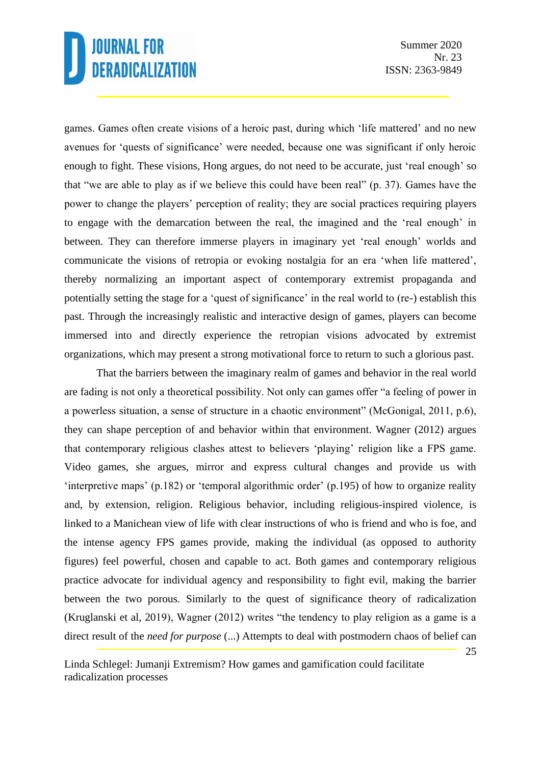games. Games often create visions of a heroic past, during which 'life mattered' and no new avenues for 'quests of significance' were needed, because one was significant if only heroic enough to fight. These visions, Hong argues, do not need to be accurate, just 'real enough' so that "we are able to play as if we believe this could have been real" (p. 37). Games have the power to change the players' perception of reality; they are social practices requiring players to engage with the demarcation between the real, the imagined and the 'real enough' in between. They can therefore immerse players in imaginary yet 'real enough' worlds and communicate the visions of retropia or evoking nostalgia for an era 'when life mattered', thereby normalizing an important aspect of contemporary extremist propaganda and potentially setting the stage for a 'quest of significance' in the real world to (re-) establish this past. Through the increasingly realistic and interactive design of games, players can become immersed into and directly experience the retropian visions advocated by extremist organizations, which may present a strong motivational force to return to such a glorious past.

That the barriers between the imaginary realm of games and behavior in the real world are fading is not only a theoretical possibility. Not only can games offer "a feeling of power in a powerless situation, a sense of structure in a chaotic environment" (McGonigal, 2011, p.6), they can shape perception of and behavior within that environment. Wagner (2012) argues that contemporary religious clashes attest to believers 'playing' religion like a FPS game. Video games, she argues, mirror and express cultural changes and provide us with 'interpretive maps' (p.182) or 'temporal algorithmic order' (p.195) of how to organize reality and, by extension, religion. Religious behavior, including religious-inspired violence, is linked to a Manichean view of life with clear instructions of who is friend and who is foe, and the intense agency FPS games provide, making the individual (as opposed to authority figures) feel powerful, chosen and capable to act. Both games and contemporary religious practice advocate for individual agency and responsibility to fight evil, making the barrier between the two porous. Similarly to the quest of significance theory of radicalization (Kruglanski et al, 2019), Wagner (2012) writes "the tendency to play religion as a game is a direct result of the *need for purpose* (...) Attempts to deal with postmodern chaos of belief can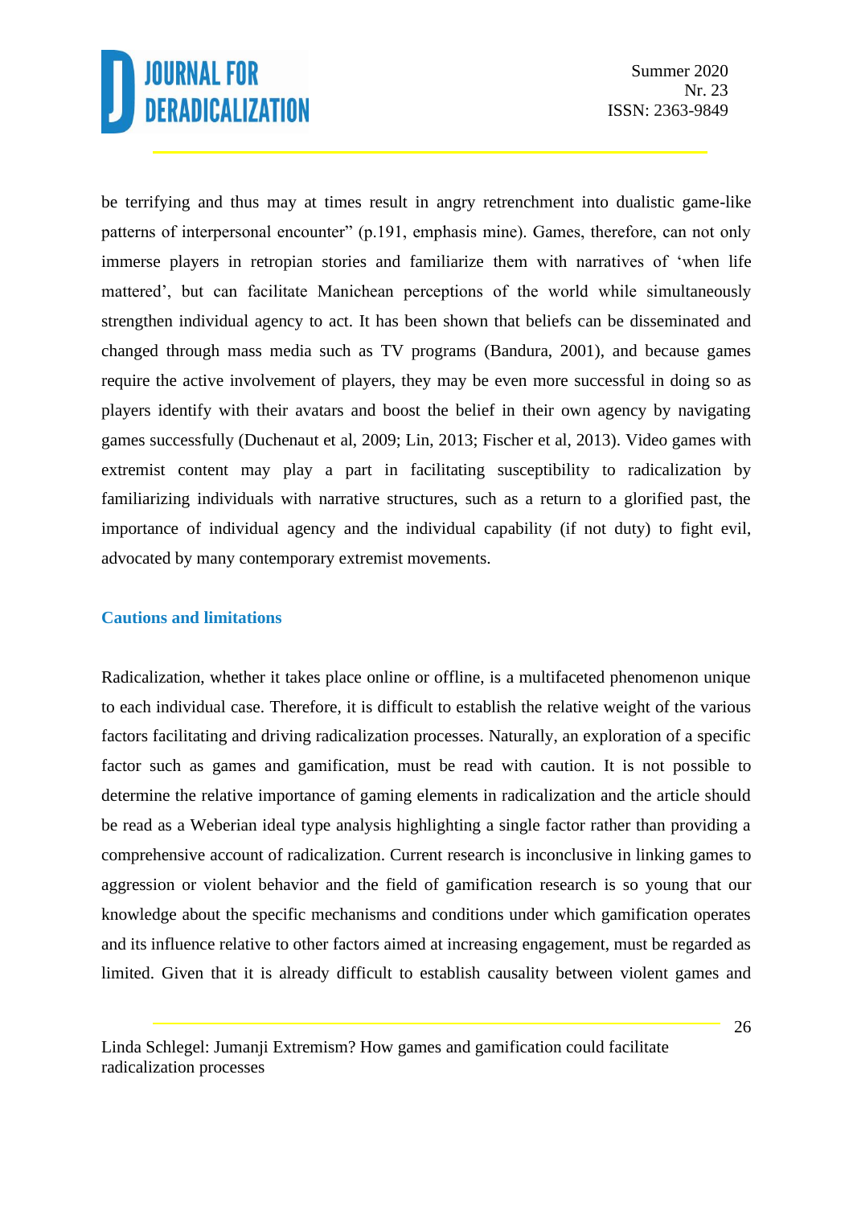be terrifying and thus may at times result in angry retrenchment into dualistic game-like patterns of interpersonal encounter" (p.191, emphasis mine). Games, therefore, can not only immerse players in retropian stories and familiarize them with narratives of 'when life mattered', but can facilitate Manichean perceptions of the world while simultaneously strengthen individual agency to act. It has been shown that beliefs can be disseminated and changed through mass media such as TV programs (Bandura, 2001), and because games require the active involvement of players, they may be even more successful in doing so as players identify with their avatars and boost the belief in their own agency by navigating games successfully (Duchenaut et al, 2009; Lin, 2013; Fischer et al, 2013). Video games with extremist content may play a part in facilitating susceptibility to radicalization by familiarizing individuals with narrative structures, such as a return to a glorified past, the importance of individual agency and the individual capability (if not duty) to fight evil, advocated by many contemporary extremist movements.

## Cautions and limitations

Radicalization, whether it takes place online or offline, is a multifaceted phenomenon unique to each individual case. Therefore, it is difficult to establish the relative weight of the various factors facilitating and driving radicalization processes. Naturally, an exploration of a specific factor such as games and gamification, must be read with caution. It is not possible to determine the relative importance of gaming elements in radicalization and the article should be read as a Weberian ideal type analysis highlighting a single factor rather than providing a comprehensive account of radicalization. Current research is inconclusive in linking games to aggression or violent behavior and the field of gamification research is so young that our knowledge about the specific mechanisms and conditions under which gamification operates and its influence relative to other factors aimed at increasing engagement, must be regarded as limited. Given that it is already difficult to establish causality between violent games and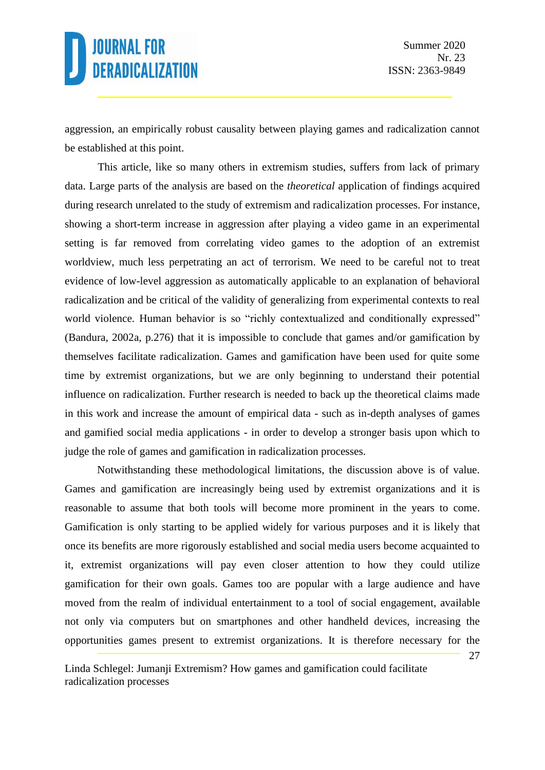aggression, an empirically robust causality between playing games and radicalization cannot be established at this point.

This article, like so many others in extremism studies, suffers from lack of primary data. Large parts of the analysis are based on the *theoretical* application of findings acquired during research unrelated to the study of extremism and radicalization processes. For instance, showing a short-term increase in aggression after playing a video game in an experimental setting is far removed from correlating video games to the adoption of an extremist worldview, much less perpetrating an act of terrorism. We need to be careful not to treat evidence of low-level aggression as automatically applicable to an explanation of behavioral radicalization and be critical of the validity of generalizing from experimental contexts to real world violence. Human behavior is so "richly contextualized and conditionally expressed" (Bandura, 2002a, p.276) that it is impossible to conclude that games and/or gamification by themselves facilitate radicalization. Games and gamification have been used for quite some time by extremist organizations, but we are only beginning to understand their potential influence on radicalization. Further research is needed to back up the theoretical claims made in this work and increase the amount of empirical data - such as in-depth analyses of games and gamified social media applications - in order to develop a stronger basis upon which to judge the role of games and gamification in radicalization processes.

Notwithstanding these methodological limitations, the discussion above is of value. Games and gamification are increasingly being used by extremist organizations and it is reasonable to assume that both tools will become more prominent in the years to come. Gamification is only starting to be applied widely for various purposes and it is likely that once its benefits are more rigorously established and social media users become acquainted to it, extremist organizations will pay even closer attention to how they could utilize gamification for their own goals. Games too are popular with a large audience and have moved from the realm of individual entertainment to a tool of social engagement, available not only via computers but on smartphones and other handheld devices, increasing the opportunities games present to extremist organizations. It is therefore necessary for the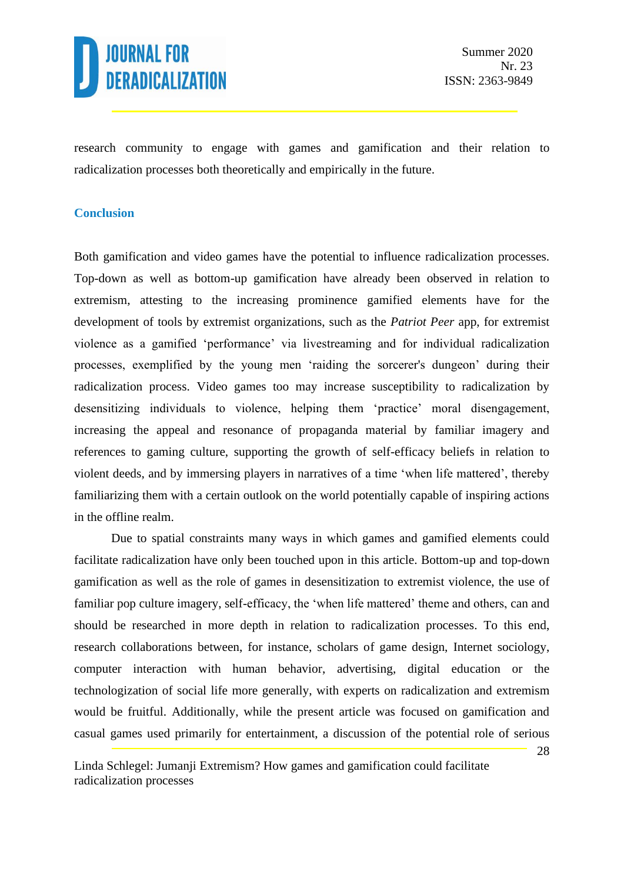research community to engage with games and gamification and their relation to radicalization processes both theoretically and empirically in the future.

## Conclusion

Both gamification and video games have the potential to influence radicalization processes. Top-down as well as bottom-up gamification have already been observed in relation to extremism, attesting to the increasing prominence gamified elements have for the development of tools by extremist organizations, such as the *Patriot Peer* app, for extremist violence as a gamified 'performance' via livestreaming and for individual radicalization processes, exemplified by the young men 'raiding the sorcerer's dungeon' during their radicalization process. Video games too may increase susceptibility to radicalization by desensitizing individuals to violence, helping them 'practice' moral disengagement, increasing the appeal and resonance of propaganda material by familiar imagery and references to gaming culture, supporting the growth of self-efficacy beliefs in relation to violent deeds, and by immersing players in narratives of a time 'when life mattered', thereby familiarizing them with a certain outlook on the world potentially capable of inspiring actions in the offline realm.

Due to spatial constraints many ways in which games and gamified elements could facilitate radicalization have only been touched upon in this article. Bottom-up and top-down gamification as well as the role of games in desensitization to extremist violence, the use of familiar pop culture imagery, self-efficacy, the 'when life mattered' theme and others, can and should be researched in more depth in relation to radicalization processes. To this end, research collaborations between, for instance, scholars of game design, Internet sociology, computer interaction with human behavior, advertising, digital education or the technologization of social life more generally, with experts on radicalization and extremism would be fruitful. Additionally, while the present article was focused on gamification and casual games used primarily for entertainment, a discussion of the potential role of serious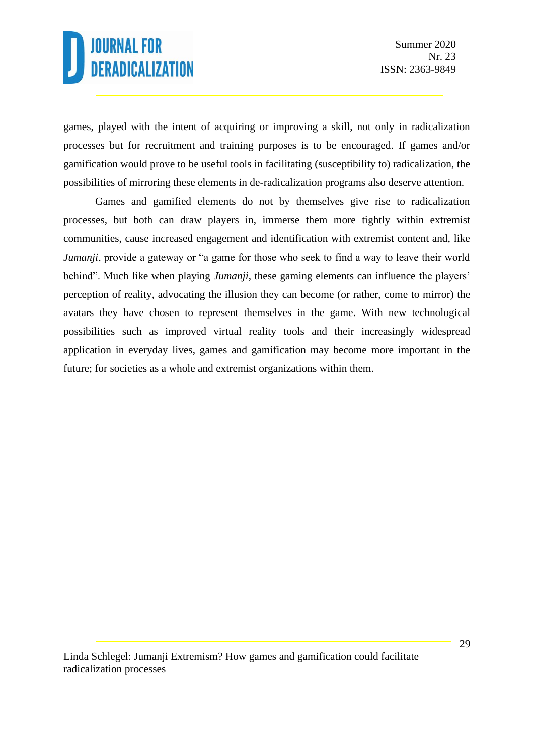games, played with the intent of acquiring or improving a skill, not only in radicalization processes but for recruitment and training purposes is to be encouraged. If games and/or gamification would prove to be useful tools in facilitating (susceptibility to) radicalization, the possibilities of mirroring these elements in de-radicalization programs also deserve attention.

Games and gamified elements do not by themselves give rise to radicalization processes, but both can draw players in, immerse them more tightly within extremist communities, cause increased engagement and identification with extremist content and, like *Jumanji*, provide a gateway or "a game for those who seek to find a way to leave their world behind". Much like when playing *Jumanji*, these gaming elements can influence the players' perception of reality, advocating the illusion they can become (or rather, come to mirror) the avatars they have chosen to represent themselves in the game. With new technological possibilities such as improved virtual reality tools and their increasingly widespread application in everyday lives, games and gamification may become more important in the future; for societies as a whole and extremist organizations within them.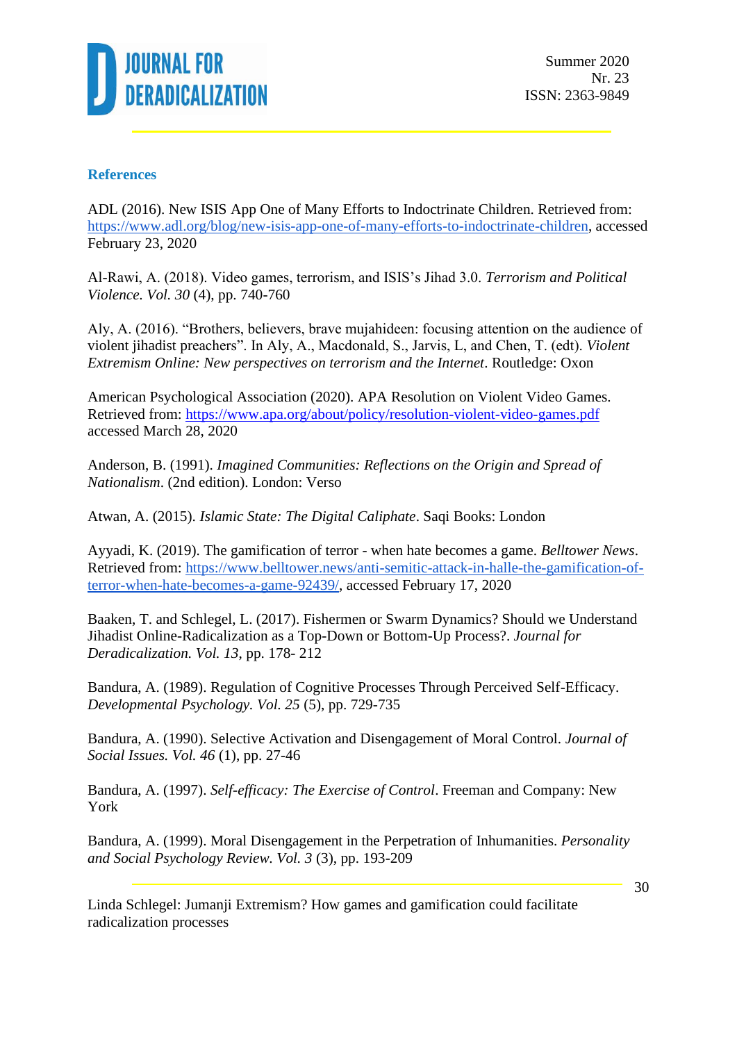## References

ADL (2016). New ISIS App One of Many Efforts to Indoctrinate Children. Retrieved from: https://www.adl.org/blog/new-isis-app-one-of-many-efforts-to-indoctrinate-children, accessed February 23, 2020

Al-Rawi, A. (2018). Video games, terrorism, and ISIS's Jihad 3.0. *Terrorism and Political Violence. Vol. 30* (4), pp. 740-760

Aly, A. (2016). "Brothers, believers, brave mujahideen: focusing attention on the audience of violent jihadist preachers". In Aly, A., Macdonald, S., Jarvis, L, and Chen, T. (edt). *Violent Extremism Online: New perspectives on terrorism and the Internet*. Routledge: Oxon

American Psychological Association (2020). APA Resolution on Violent Video Games. Retrieved from: https://www.apa.org/about/policy/resolution-violent-video-games.pdf accessed March 28, 2020

Anderson, B. (1991). *Imagined Communities: Reflections on the Origin and Spread of Nationalism*. (2nd edition). London: Verso

Atwan, A. (2015). *Islamic State: The Digital Caliphate*. Saqi Books: London

Ayyadi, K. (2019). The gamification of terror - when hate becomes a game. *Belltower News*. Retrieved from: https://www.belltower.news/anti-semitic-attack-in-halle-the-gamification-of-terror-when-hate-becomes-a-game-92439/, accessed February 17, 2020

Baaken, T. and Schlegel, L. (2017). Fishermen or Swarm Dynamics? Should we Understand Jihadist Online-Radicalization as a Top-Down or Bottom-Up Process?. *Journal for Deradicalization. Vol. 13*, pp. 178- 212

Bandura, A. (1989). Regulation of Cognitive Processes Through Perceived Self-Efficacy. *Developmental Psychology. Vol. 25* (5), pp. 729-735

Bandura, A. (1990). Selective Activation and Disengagement of Moral Control. *Journal of Social Issues. Vol. 46* (1), pp. 27-46

Bandura, A. (1997). *Self-efficacy: The Exercise of Control*. Freeman and Company: New York

Bandura, A. (1999). Moral Disengagement in the Perpetration of Inhumanities. *Personality and Social Psychology Review. Vol. 3* (3), pp. 193-209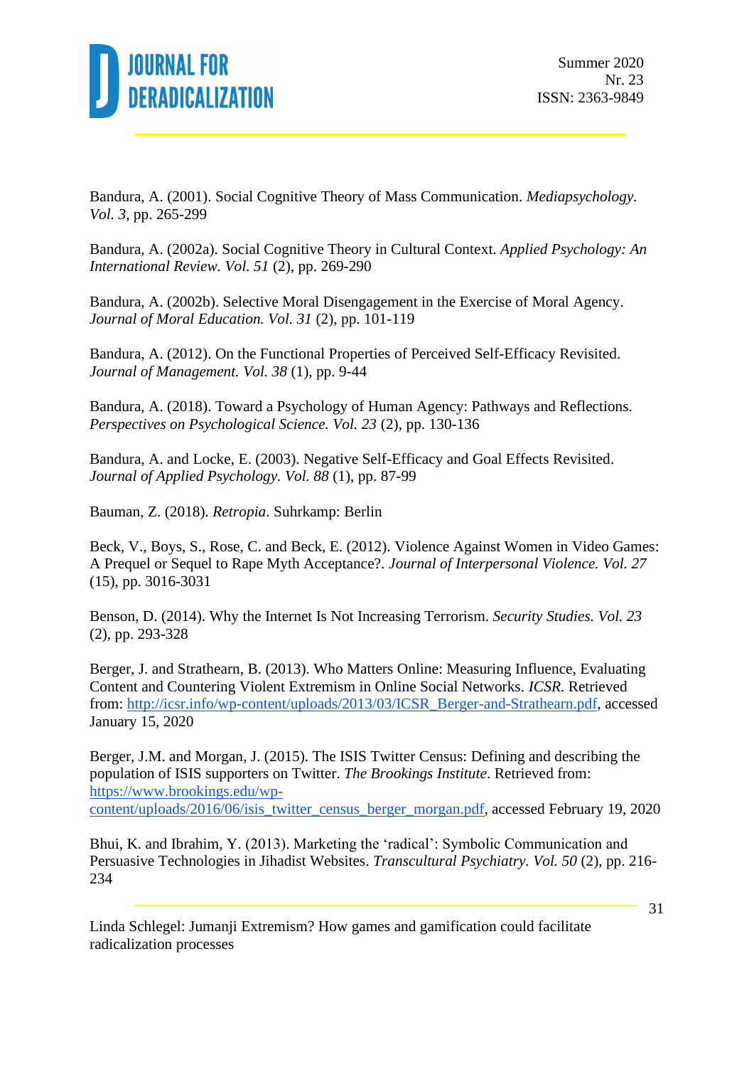Bandura, A. (2001). Social Cognitive Theory of Mass Communication. *Mediapsychology. Vol. 3*, pp. 265-299

Bandura, A. (2002a). Social Cognitive Theory in Cultural Context. *Applied Psychology: An International Review. Vol. 51* (2), pp. 269-290

Bandura, A. (2002b). Selective Moral Disengagement in the Exercise of Moral Agency. *Journal of Moral Education. Vol. 31* (2), pp. 101-119

Bandura, A. (2012). On the Functional Properties of Perceived Self-Efficacy Revisited. *Journal of Management. Vol. 38* (1), pp. 9-44

Bandura, A. (2018). Toward a Psychology of Human Agency: Pathways and Reflections. *Perspectives on Psychological Science. Vol. 23* (2), pp. 130-136

Bandura, A. and Locke, E. (2003). Negative Self-Efficacy and Goal Effects Revisited. *Journal of Applied Psychology. Vol. 88* (1), pp. 87-99

Bauman, Z. (2018). *Retropia*. Suhrkamp: Berlin

Beck, V., Boys, S., Rose, C. and Beck, E. (2012). Violence Against Women in Video Games: A Prequel or Sequel to Rape Myth Acceptance?. *Journal of Interpersonal Violence. Vol. 27* (15), pp. 3016-3031

Benson, D. (2014). Why the Internet Is Not Increasing Terrorism. *Security Studies. Vol. 23* (2), pp. 293-328

Berger, J. and Strathearn, B. (2013). Who Matters Online: Measuring Influence, Evaluating Content and Countering Violent Extremism in Online Social Networks. *ICSR*. Retrieved from: http://icsr.info/wp-content/uploads/2013/03/ICSR_Berger-and-Strathearn.pdf, accessed January 15, 2020

Berger, J.M. and Morgan, J. (2015). The ISIS Twitter Census: Defining and describing the population of ISIS supporters on Twitter. *The Brookings Institute*. Retrieved from: https://www.brookings.edu/wp-content/uploads/2016/06/isis_twitter_census_berger_morgan.pdf, accessed February 19, 2020

Bhui, K. and Ibrahim, Y. (2013). Marketing the 'radical': Symbolic Communication and Persuasive Technologies in Jihadist Websites. *Transcultural Psychiatry. Vol. 50* (2), pp. 216-234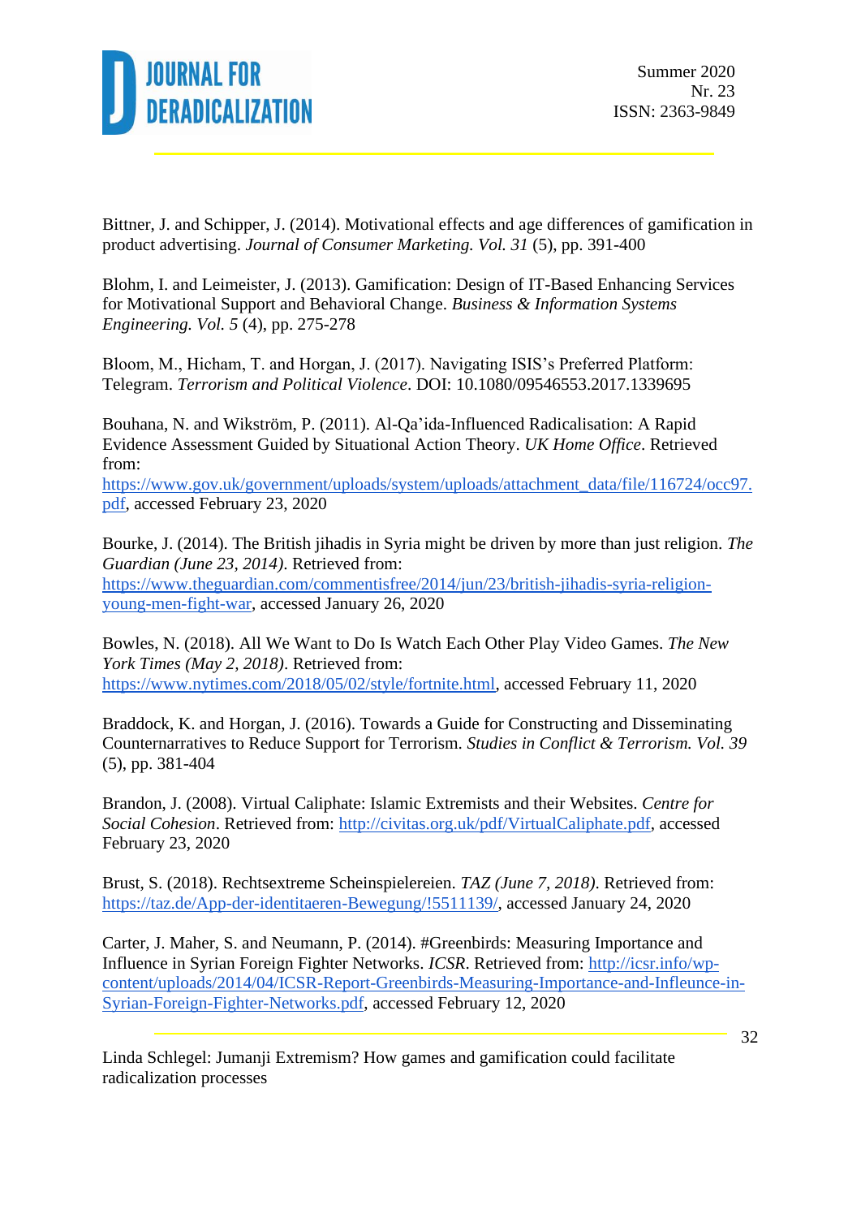Bittner, J. and Schipper, J. (2014). Motivational effects and age differences of gamification in product advertising. *Journal of Consumer Marketing. Vol. 31* (5), pp. 391-400

Blohm, I. and Leimeister, J. (2013). Gamification: Design of IT-Based Enhancing Services for Motivational Support and Behavioral Change. *Business & Information Systems Engineering. Vol. 5* (4), pp. 275-278

Bloom, M., Hicham, T. and Horgan, J. (2017). Navigating ISIS's Preferred Platform: Telegram. *Terrorism and Political Violence*. DOI: 10.1080/09546553.2017.1339695

Bouhana, N. and Wikström, P. (2011). Al-Qa'ida-Influenced Radicalisation: A Rapid Evidence Assessment Guided by Situational Action Theory. *UK Home Office*. Retrieved from: https://www.gov.uk/government/uploads/system/uploads/attachment_data/file/116724/occ97.pdf, accessed February 23, 2020

Bourke, J. (2014). The British jihadis in Syria might be driven by more than just religion. *The Guardian (June 23, 2014)*. Retrieved from: https://www.theguardian.com/commentisfree/2014/jun/23/british-jihadis-syria-religion-young-men-fight-war, accessed January 26, 2020

Bowles, N. (2018). All We Want to Do Is Watch Each Other Play Video Games. *The New York Times (May 2, 2018)*. Retrieved from: https://www.nytimes.com/2018/05/02/style/fortnite.html, accessed February 11, 2020

Braddock, K. and Horgan, J. (2016). Towards a Guide for Constructing and Disseminating Counternarratives to Reduce Support for Terrorism. *Studies in Conflict & Terrorism. Vol. 39* (5), pp. 381-404

Brandon, J. (2008). Virtual Caliphate: Islamic Extremists and their Websites. *Centre for Social Cohesion*. Retrieved from: http://civitas.org.uk/pdf/VirtualCaliphate.pdf, accessed February 23, 2020

Brust, S. (2018). Rechtsextreme Scheinspielereien. *TAZ (June 7, 2018)*. Retrieved from: https://taz.de/App-der-identitaeren-Bewegung/!5511139/, accessed January 24, 2020

Carter, J. Maher, S. and Neumann, P. (2014). #Greenbirds: Measuring Importance and Influence in Syrian Foreign Fighter Networks. *ICSR*. Retrieved from: http://icsr.info/wp-content/uploads/2014/04/ICSR-Report-Greenbirds-Measuring-Importance-and-Infleunce-in-Syrian-Foreign-Fighter-Networks.pdf, accessed February 12, 2020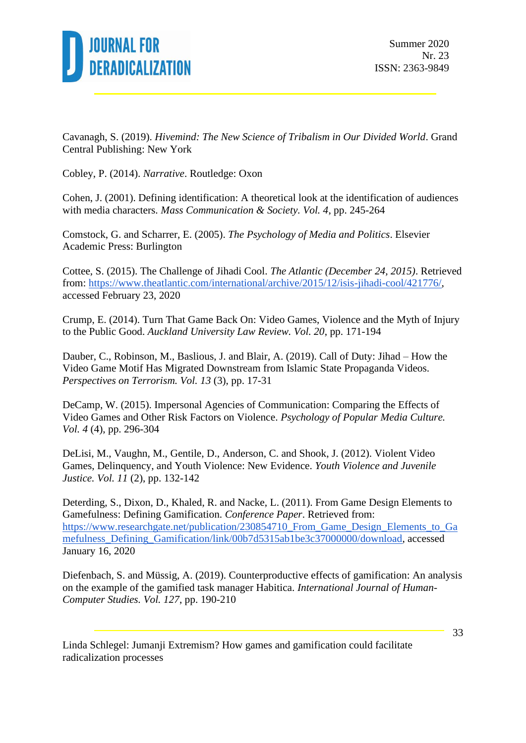Cavanagh, S. (2019). *Hivemind: The New Science of Tribalism in Our Divided World*. Grand Central Publishing: New York

Cobley, P. (2014). *Narrative*. Routledge: Oxon

Cohen, J. (2001). Defining identification: A theoretical look at the identification of audiences with media characters. *Mass Communication & Society. Vol. 4*, pp. 245-264

Comstock, G. and Scharrer, E. (2005). *The Psychology of Media and Politics*. Elsevier Academic Press: Burlington

Cottee, S. (2015). The Challenge of Jihadi Cool. *The Atlantic (December 24, 2015)*. Retrieved from: https://www.theatlantic.com/international/archive/2015/12/isis-jihadi-cool/421776/, accessed February 23, 2020

Crump, E. (2014). Turn That Game Back On: Video Games, Violence and the Myth of Injury to the Public Good. *Auckland University Law Review. Vol. 20*, pp. 171-194

Dauber, C., Robinson, M., Baslious, J. and Blair, A. (2019). Call of Duty: Jihad – How the Video Game Motif Has Migrated Downstream from Islamic State Propaganda Videos. *Perspectives on Terrorism. Vol. 13* (3), pp. 17-31

DeCamp, W. (2015). Impersonal Agencies of Communication: Comparing the Effects of Video Games and Other Risk Factors on Violence. *Psychology of Popular Media Culture. Vol. 4* (4), pp. 296-304

DeLisi, M., Vaughn, M., Gentile, D., Anderson, C. and Shook, J. (2012). Violent Video Games, Delinquency, and Youth Violence: New Evidence. *Youth Violence and Juvenile Justice. Vol. 11* (2), pp. 132-142

Deterding, S., Dixon, D., Khaled, R. and Nacke, L. (2011). From Game Design Elements to Gamefulness: Defining Gamification. *Conference Paper*. Retrieved from: https://www.researchgate.net/publication/230854710_From_Game_Design_Elements_to_Gamefulness_Defining_Gamification/link/00b7d5315ab1be3c37000000/download, accessed January 16, 2020

Diefenbach, S. and Müssig, A. (2019). Counterproductive effects of gamification: An analysis on the example of the gamified task manager Habitica. *International Journal of Human-Computer Studies. Vol. 127*, pp. 190-210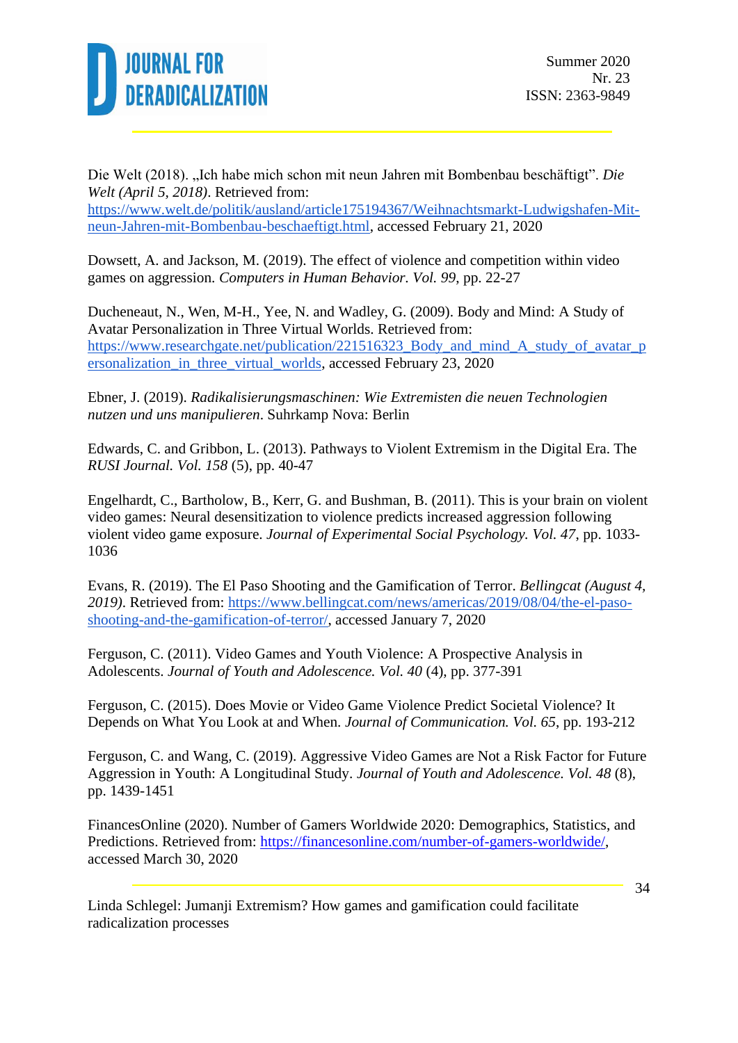Die Welt (2018). „Ich habe mich schon mit neun Jahren mit Bombenbau beschäftigt". *Die Welt (April 5, 2018)*. Retrieved from: https://www.welt.de/politik/ausland/article175194367/Weihnachtsmarkt-Ludwigshafen-Mit-neun-Jahren-mit-Bombenbau-beschaeftigt.html, accessed February 21, 2020

Dowsett, A. and Jackson, M. (2019). The effect of violence and competition within video games on aggression. *Computers in Human Behavior. Vol. 99*, pp. 22-27

Ducheneaut, N., Wen, M-H., Yee, N. and Wadley, G. (2009). Body and Mind: A Study of Avatar Personalization in Three Virtual Worlds. Retrieved from: https://www.researchgate.net/publication/221516323_Body_and_mind_A_study_of_avatar_personalization_in_three_virtual_worlds, accessed February 23, 2020

Ebner, J. (2019). *Radikalisierungsmaschinen: Wie Extremisten die neuen Technologien nutzen und uns manipulieren*. Suhrkamp Nova: Berlin

Edwards, C. and Gribbon, L. (2013). Pathways to Violent Extremism in the Digital Era. The *RUSI Journal. Vol. 158* (5), pp. 40-47

Engelhardt, C., Bartholow, B., Kerr, G. and Bushman, B. (2011). This is your brain on violent video games: Neural desensitization to violence predicts increased aggression following violent video game exposure. *Journal of Experimental Social Psychology. Vol. 47*, pp. 1033-1036

Evans, R. (2019). The El Paso Shooting and the Gamification of Terror. *Bellingcat (August 4, 2019)*. Retrieved from: https://www.bellingcat.com/news/americas/2019/08/04/the-el-paso-shooting-and-the-gamification-of-terror/, accessed January 7, 2020

Ferguson, C. (2011). Video Games and Youth Violence: A Prospective Analysis in Adolescents. *Journal of Youth and Adolescence. Vol. 40* (4), pp. 377-391

Ferguson, C. (2015). Does Movie or Video Game Violence Predict Societal Violence? It Depends on What You Look at and When. *Journal of Communication. Vol. 65*, pp. 193-212

Ferguson, C. and Wang, C. (2019). Aggressive Video Games are Not a Risk Factor for Future Aggression in Youth: A Longitudinal Study. *Journal of Youth and Adolescence. Vol. 48* (8), pp. 1439-1451

FinancesOnline (2020). Number of Gamers Worldwide 2020: Demographics, Statistics, and Predictions. Retrieved from: https://financesonline.com/number-of-gamers-worldwide/, accessed March 30, 2020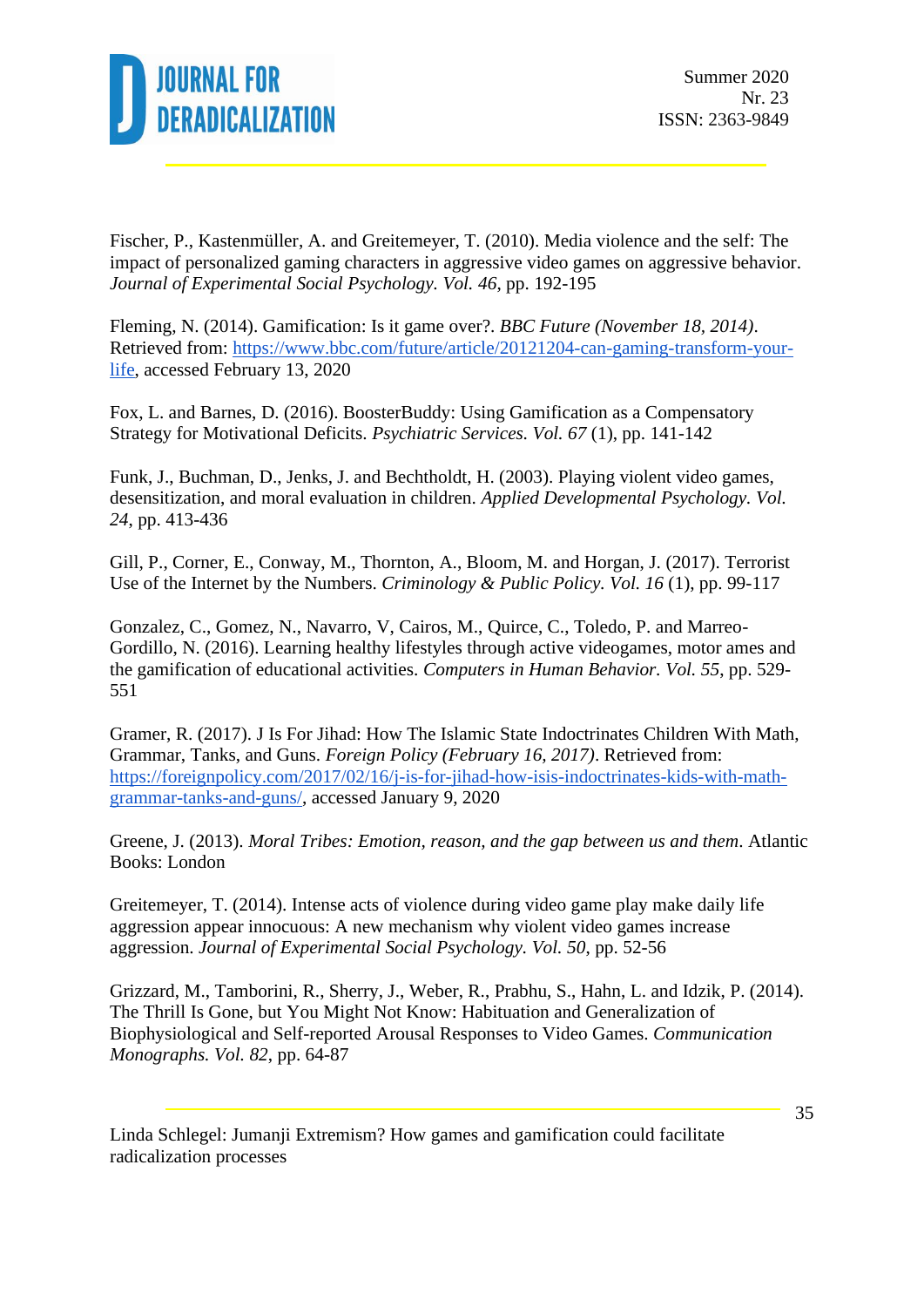Fischer, P., Kastenmüller, A. and Greitemeyer, T. (2010). Media violence and the self: The impact of personalized gaming characters in aggressive video games on aggressive behavior. *Journal of Experimental Social Psychology. Vol. 46*, pp. 192-195

Fleming, N. (2014). Gamification: Is it game over?. *BBC Future (November 18, 2014)*. Retrieved from: https://www.bbc.com/future/article/20121204-can-gaming-transform-your-life, accessed February 13, 2020

Fox, L. and Barnes, D. (2016). BoosterBuddy: Using Gamification as a Compensatory Strategy for Motivational Deficits. *Psychiatric Services. Vol. 67* (1), pp. 141-142

Funk, J., Buchman, D., Jenks, J. and Bechtholdt, H. (2003). Playing violent video games, desensitization, and moral evaluation in children. *Applied Developmental Psychology. Vol. 24*, pp. 413-436

Gill, P., Corner, E., Conway, M., Thornton, A., Bloom, M. and Horgan, J. (2017). Terrorist Use of the Internet by the Numbers. *Criminology & Public Policy. Vol. 16* (1), pp. 99-117

Gonzalez, C., Gomez, N., Navarro, V, Cairos, M., Quirce, C., Toledo, P. and Marreo-Gordillo, N. (2016). Learning healthy lifestyles through active videogames, motor ames and the gamification of educational activities. *Computers in Human Behavior. Vol. 55*, pp. 529-551

Gramer, R. (2017). J Is For Jihad: How The Islamic State Indoctrinates Children With Math, Grammar, Tanks, and Guns. *Foreign Policy (February 16, 2017)*. Retrieved from: https://foreignpolicy.com/2017/02/16/j-is-for-jihad-how-isis-indoctrinates-kids-with-math-grammar-tanks-and-guns/, accessed January 9, 2020

Greene, J. (2013). *Moral Tribes: Emotion, reason, and the gap between us and them*. Atlantic Books: London

Greitemeyer, T. (2014). Intense acts of violence during video game play make daily life aggression appear innocuous: A new mechanism why violent video games increase aggression. *Journal of Experimental Social Psychology. Vol. 50*, pp. 52-56

Grizzard, M., Tamborini, R., Sherry, J., Weber, R., Prabhu, S., Hahn, L. and Idzik, P. (2014). The Thrill Is Gone, but You Might Not Know: Habituation and Generalization of Biophysiological and Self-reported Arousal Responses to Video Games. *Communication Monographs. Vol. 82*, pp. 64-87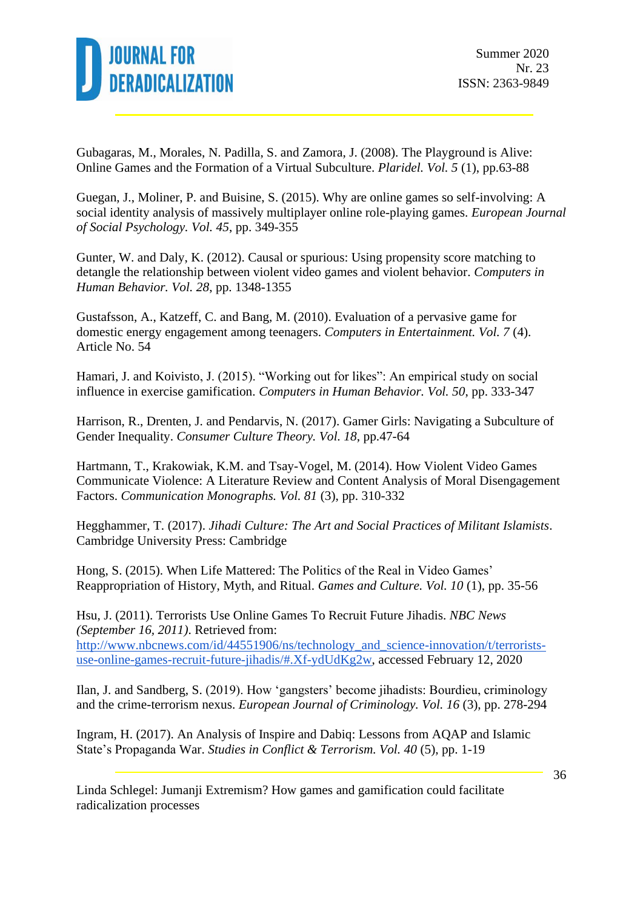Gubagaras, M., Morales, N. Padilla, S. and Zamora, J. (2008). The Playground is Alive: Online Games and the Formation of a Virtual Subculture. *Plaridel. Vol. 5* (1), pp.63-88

Guegan, J., Moliner, P. and Buisine, S. (2015). Why are online games so self-involving: A social identity analysis of massively multiplayer online role-playing games. *European Journal of Social Psychology. Vol. 45*, pp. 349-355

Gunter, W. and Daly, K. (2012). Causal or spurious: Using propensity score matching to detangle the relationship between violent video games and violent behavior. *Computers in Human Behavior. Vol. 28*, pp. 1348-1355

Gustafsson, A., Katzeff, C. and Bang, M. (2010). Evaluation of a pervasive game for domestic energy engagement among teenagers. *Computers in Entertainment. Vol. 7* (4). Article No. 54

Hamari, J. and Koivisto, J. (2015). "Working out for likes": An empirical study on social influence in exercise gamification. *Computers in Human Behavior. Vol. 50*, pp. 333-347

Harrison, R., Drenten, J. and Pendarvis, N. (2017). Gamer Girls: Navigating a Subculture of Gender Inequality. *Consumer Culture Theory. Vol. 18*, pp.47-64

Hartmann, T., Krakowiak, K.M. and Tsay-Vogel, M. (2014). How Violent Video Games Communicate Violence: A Literature Review and Content Analysis of Moral Disengagement Factors. *Communication Monographs. Vol. 81* (3), pp. 310-332

Hegghammer, T. (2017). *Jihadi Culture: The Art and Social Practices of Militant Islamists*. Cambridge University Press: Cambridge

Hong, S. (2015). When Life Mattered: The Politics of the Real in Video Games' Reappropriation of History, Myth, and Ritual. *Games and Culture. Vol. 10* (1), pp. 35-56

Hsu, J. (2011). Terrorists Use Online Games To Recruit Future Jihadis. *NBC News (September 16, 2011)*. Retrieved from: [http://www.nbcnews.com/id/44551906/ns/technology_and_science-innovation/t/terrorists-use-online-games-recruit-future-jihadis/#.Xf-ydUdKg2w](http://www.nbcnews.com/id/44551906/ns/technology_and_science-innovation/t/terrorists-use-online-games-recruit-future-jihadis/#.Xf-ydUdKg2w), accessed February 12, 2020

Ilan, J. and Sandberg, S. (2019). How 'gangsters' become jihadists: Bourdieu, criminology and the crime-terrorism nexus. *European Journal of Criminology. Vol. 16* (3), pp. 278-294

Ingram, H. (2017). An Analysis of Inspire and Dabiq: Lessons from AQAP and Islamic State's Propaganda War. *Studies in Conflict & Terrorism. Vol. 40* (5), pp. 1-19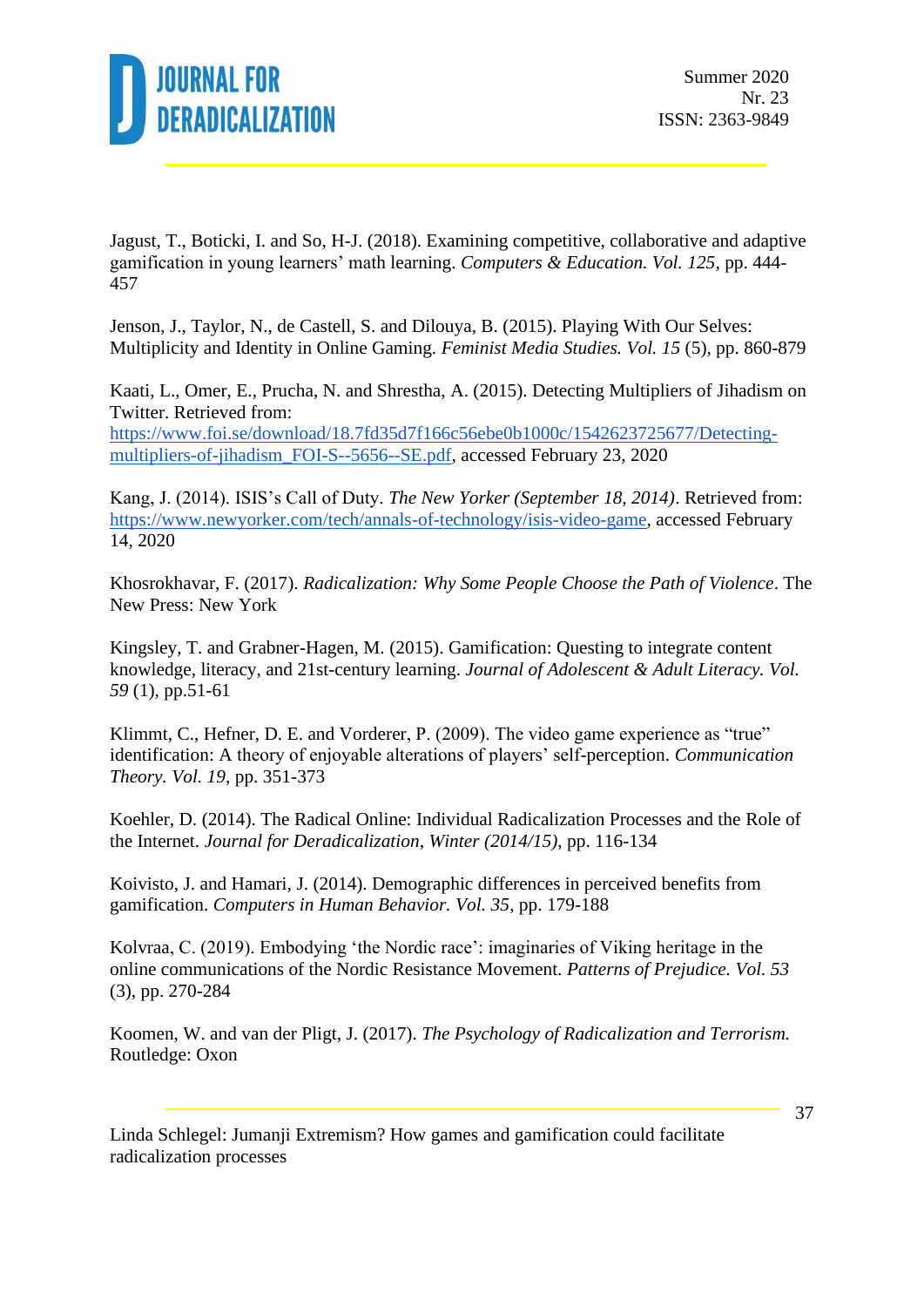Jagust, T., Boticki, I. and So, H-J. (2018). Examining competitive, collaborative and adaptive gamification in young learners' math learning. *Computers & Education. Vol. 125*, pp. 444-457

Jenson, J., Taylor, N., de Castell, S. and Dilouya, B. (2015). Playing With Our Selves: Multiplicity and Identity in Online Gaming. *Feminist Media Studies. Vol. 15* (5), pp. 860-879

Kaati, L., Omer, E., Prucha, N. and Shrestha, A. (2015). Detecting Multipliers of Jihadism on Twitter. Retrieved from: https://www.foi.se/download/18.7fd35d7f166c56ebe0b1000c/1542623725677/Detecting-multipliers-of-jihadism_FOI-S--5656--SE.pdf, accessed February 23, 2020

Kang, J. (2014). ISIS's Call of Duty. *The New Yorker (September 18, 2014)*. Retrieved from: https://www.newyorker.com/tech/annals-of-technology/isis-video-game, accessed February 14, 2020

Khosrokhavar, F. (2017). *Radicalization: Why Some People Choose the Path of Violence*. The New Press: New York

Kingsley, T. and Grabner-Hagen, M. (2015). Gamification: Questing to integrate content knowledge, literacy, and 21st-century learning. *Journal of Adolescent & Adult Literacy. Vol. 59* (1), pp.51-61

Klimmt, C., Hefner, D. E. and Vorderer, P. (2009). The video game experience as "true" identification: A theory of enjoyable alterations of players' self-perception. *Communication Theory. Vol. 19*, pp. 351-373

Koehler, D. (2014). The Radical Online: Individual Radicalization Processes and the Role of the Internet. *Journal for Deradicalization, Winter (2014/15)*, pp. 116-134

Koivisto, J. and Hamari, J. (2014). Demographic differences in perceived benefits from gamification. *Computers in Human Behavior. Vol. 35*, pp. 179-188

Kolvraa, C. (2019). Embodying 'the Nordic race': imaginaries of Viking heritage in the online communications of the Nordic Resistance Movement. *Patterns of Prejudice. Vol. 53* (3), pp. 270-284

Koomen, W. and van der Pligt, J. (2017). *The Psychology of Radicalization and Terrorism.* Routledge: Oxon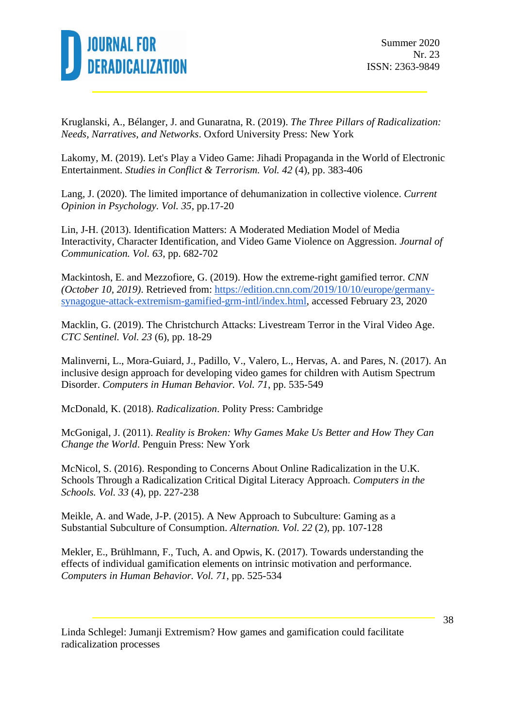Kruglanski, A., Bélanger, J. and Gunaratna, R. (2019). *The Three Pillars of Radicalization: Needs, Narratives, and Networks*. Oxford University Press: New York

Lakomy, M. (2019). Let's Play a Video Game: Jihadi Propaganda in the World of Electronic Entertainment. *Studies in Conflict & Terrorism. Vol. 42* (4), pp. 383-406

Lang, J. (2020). The limited importance of dehumanization in collective violence. *Current Opinion in Psychology. Vol. 35*, pp.17-20

Lin, J-H. (2013). Identification Matters: A Moderated Mediation Model of Media Interactivity, Character Identification, and Video Game Violence on Aggression. *Journal of Communication. Vol. 63*, pp. 682-702

Mackintosh, E. and Mezzofiore, G. (2019). How the extreme-right gamified terror. *CNN (October 10, 2019)*. Retrieved from: [https://edition.cnn.com/2019/10/10/europe/germany-synagogue-attack-extremism-gamified-grm-intl/index.html](https://edition.cnn.com/2019/10/10/europe/germany-synagogue-attack-extremism-gamified-grm-intl/index.html), accessed February 23, 2020

Macklin, G. (2019). The Christchurch Attacks: Livestream Terror in the Viral Video Age. *CTC Sentinel. Vol. 23* (6), pp. 18-29

Malinverni, L., Mora-Guiard, J., Padillo, V., Valero, L., Hervas, A. and Pares, N. (2017). An inclusive design approach for developing video games for children with Autism Spectrum Disorder. *Computers in Human Behavior. Vol. 71*, pp. 535-549

McDonald, K. (2018). *Radicalization*. Polity Press: Cambridge

McGonigal, J. (2011). *Reality is Broken: Why Games Make Us Better and How They Can Change the World*. Penguin Press: New York

McNicol, S. (2016). Responding to Concerns About Online Radicalization in the U.K. Schools Through a Radicalization Critical Digital Literacy Approach. *Computers in the Schools. Vol. 33* (4), pp. 227-238

Meikle, A. and Wade, J-P. (2015). A New Approach to Subculture: Gaming as a Substantial Subculture of Consumption. *Alternation. Vol. 22* (2), pp. 107-128

Mekler, E., Brühlmann, F., Tuch, A. and Opwis, K. (2017). Towards understanding the effects of individual gamification elements on intrinsic motivation and performance. *Computers in Human Behavior. Vol. 71*, pp. 525-534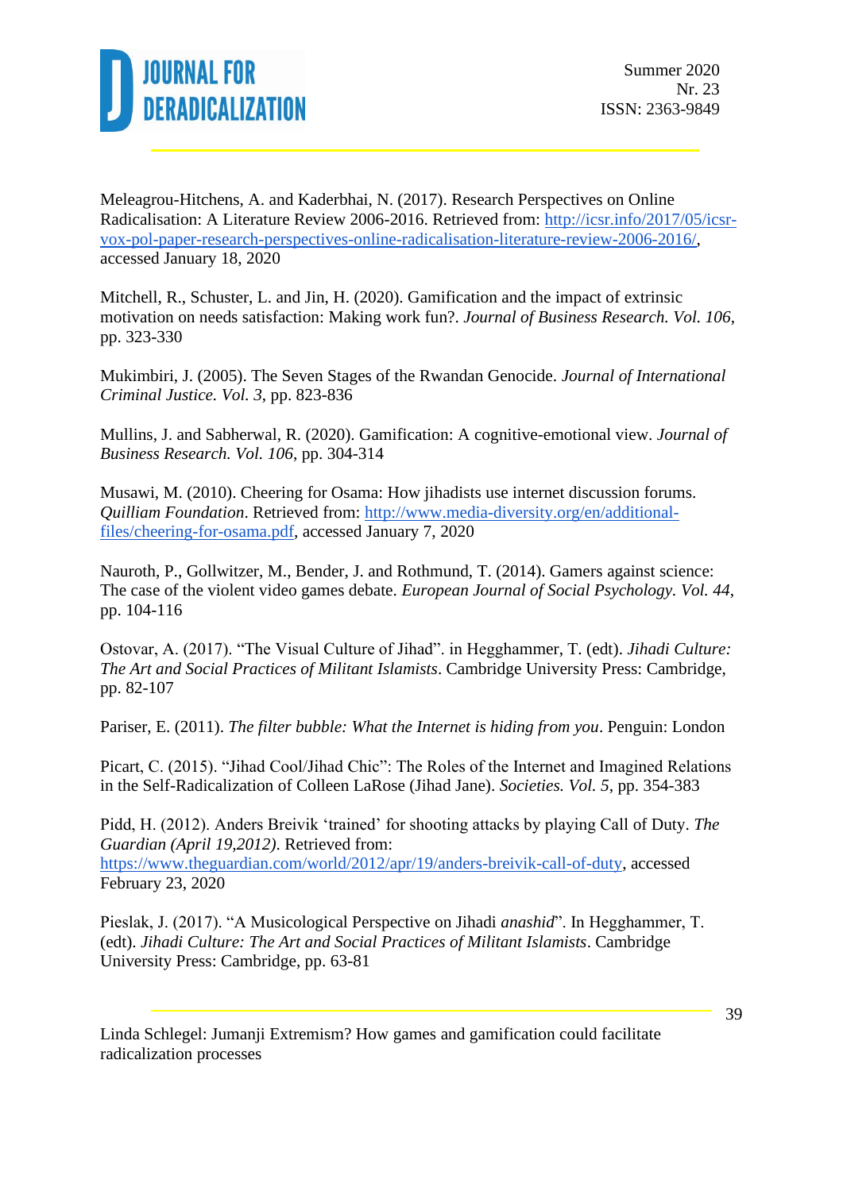Meleagrou-Hitchens, A. and Kaderbhai, N. (2017). Research Perspectives on Online Radicalisation: A Literature Review 2006-2016. Retrieved from: http://icsr.info/2017/05/icsr-vox-pol-paper-research-perspectives-online-radicalisation-literature-review-2006-2016/, accessed January 18, 2020

Mitchell, R., Schuster, L. and Jin, H. (2020). Gamification and the impact of extrinsic motivation on needs satisfaction: Making work fun?. *Journal of Business Research. Vol. 106*, pp. 323-330

Mukimbiri, J. (2005). The Seven Stages of the Rwandan Genocide. *Journal of International Criminal Justice. Vol. 3*, pp. 823-836

Mullins, J. and Sabherwal, R. (2020). Gamification: A cognitive-emotional view. *Journal of Business Research. Vol. 106*, pp. 304-314

Musawi, M. (2010). Cheering for Osama: How jihadists use internet discussion forums. *Quilliam Foundation*. Retrieved from: http://www.media-diversity.org/en/additional-files/cheering-for-osama.pdf, accessed January 7, 2020

Nauroth, P., Gollwitzer, M., Bender, J. and Rothmund, T. (2014). Gamers against science: The case of the violent video games debate. *European Journal of Social Psychology. Vol. 44*, pp. 104-116

Ostovar, A. (2017). "The Visual Culture of Jihad". in Hegghammer, T. (edt). *Jihadi Culture: The Art and Social Practices of Militant Islamists*. Cambridge University Press: Cambridge, pp. 82-107

Pariser, E. (2011). *The filter bubble: What the Internet is hiding from you*. Penguin: London

Picart, C. (2015). "Jihad Cool/Jihad Chic": The Roles of the Internet and Imagined Relations in the Self-Radicalization of Colleen LaRose (Jihad Jane). *Societies. Vol. 5*, pp. 354-383

Pidd, H. (2012). Anders Breivik 'trained' for shooting attacks by playing Call of Duty. *The Guardian (April 19,2012)*. Retrieved from: https://www.theguardian.com/world/2012/apr/19/anders-breivik-call-of-duty, accessed February 23, 2020

Pieslak, J. (2017). "A Musicological Perspective on Jihadi *anashid*". In Hegghammer, T. (edt). *Jihadi Culture: The Art and Social Practices of Militant Islamists*. Cambridge University Press: Cambridge, pp. 63-81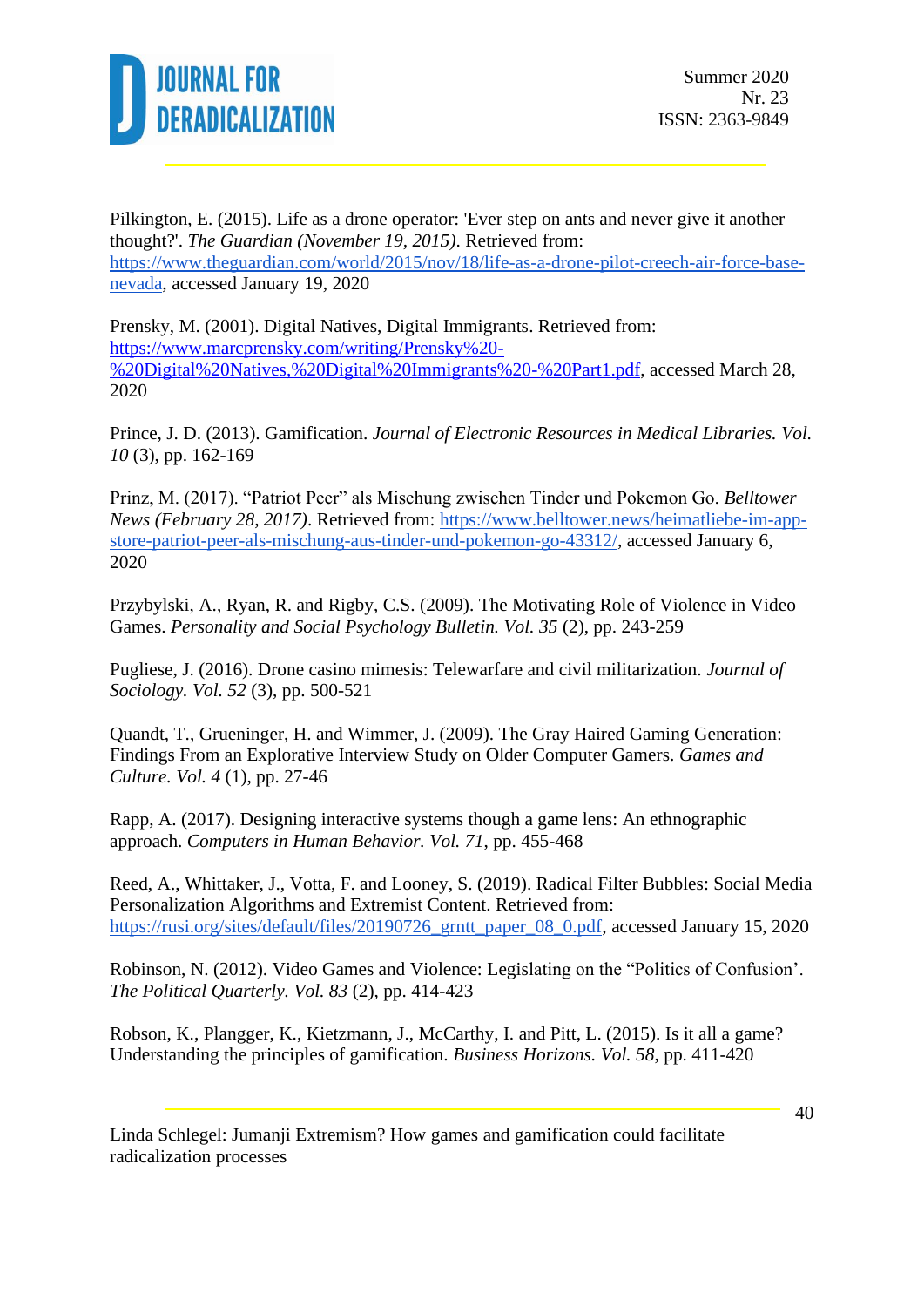Pilkington, E. (2015). Life as a drone operator: 'Ever step on ants and never give it another thought?'. *The Guardian (November 19, 2015)*. Retrieved from: https://www.theguardian.com/world/2015/nov/18/life-as-a-drone-pilot-creech-air-force-base-nevada, accessed January 19, 2020

Prensky, M. (2001). Digital Natives, Digital Immigrants. Retrieved from: https://www.marcprensky.com/writing/Prensky%20-%20Digital%20Natives,%20Digital%20Immigrants%20-%20Part1.pdf, accessed March 28, 2020

Prince, J. D. (2013). Gamification. *Journal of Electronic Resources in Medical Libraries. Vol. 10* (3), pp. 162-169

Prinz, M. (2017). "Patriot Peer" als Mischung zwischen Tinder und Pokemon Go. *Belltower News (February 28, 2017)*. Retrieved from: https://www.belltower.news/heimatliebe-im-app-store-patriot-peer-als-mischung-aus-tinder-und-pokemon-go-43312/, accessed January 6, 2020

Przybylski, A., Ryan, R. and Rigby, C.S. (2009). The Motivating Role of Violence in Video Games. *Personality and Social Psychology Bulletin. Vol. 35* (2), pp. 243-259

Pugliese, J. (2016). Drone casino mimesis: Telewarfare and civil militarization. *Journal of Sociology. Vol. 52* (3), pp. 500-521

Quandt, T., Grueninger, H. and Wimmer, J. (2009). The Gray Haired Gaming Generation: Findings From an Explorative Interview Study on Older Computer Gamers. *Games and Culture. Vol. 4* (1), pp. 27-46

Rapp, A. (2017). Designing interactive systems though a game lens: An ethnographic approach. *Computers in Human Behavior. Vol. 71*, pp. 455-468

Reed, A., Whittaker, J., Votta, F. and Looney, S. (2019). Radical Filter Bubbles: Social Media Personalization Algorithms and Extremist Content. Retrieved from: https://rusi.org/sites/default/files/20190726_grntt_paper_08_0.pdf, accessed January 15, 2020

Robinson, N. (2012). Video Games and Violence: Legislating on the "Politics of Confusion'. *The Political Quarterly. Vol. 83* (2), pp. 414-423

Robson, K., Plangger, K., Kietzmann, J., McCarthy, I. and Pitt, L. (2015). Is it all a game? Understanding the principles of gamification. *Business Horizons. Vol. 58*, pp. 411-420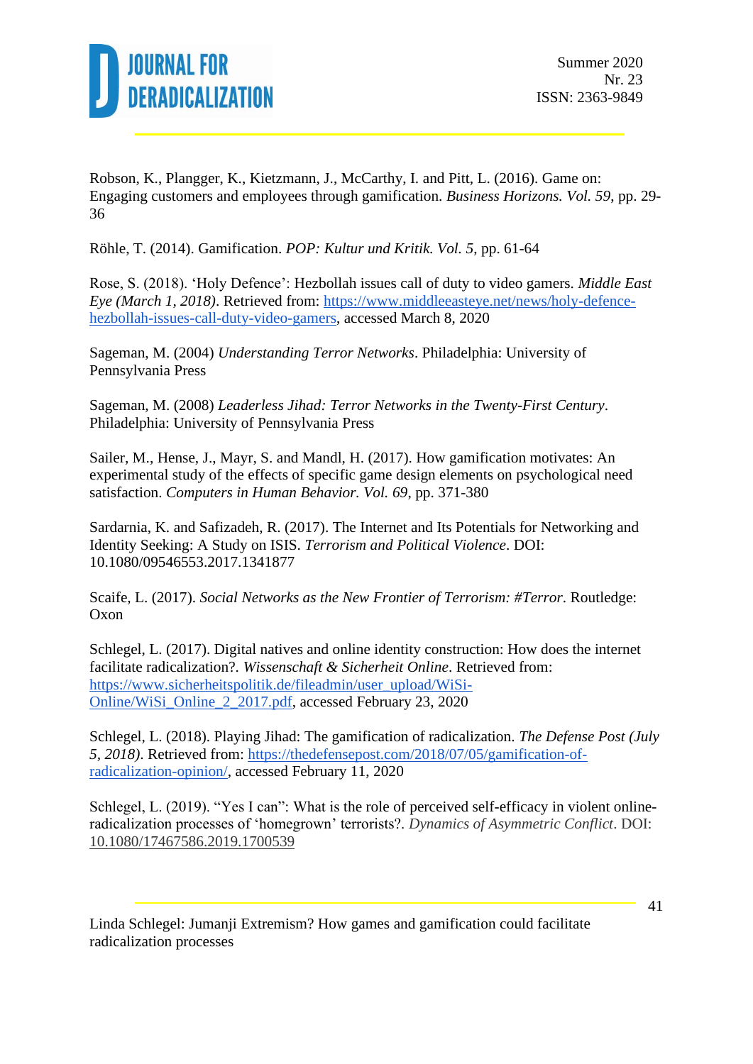Robson, K., Plangger, K., Kietzmann, J., McCarthy, I. and Pitt, L. (2016). Game on: Engaging customers and employees through gamification. *Business Horizons. Vol. 59*, pp. 29-36

Röhle, T. (2014). Gamification. *POP: Kultur und Kritik. Vol. 5*, pp. 61-64

Rose, S. (2018). 'Holy Defence': Hezbollah issues call of duty to video gamers. *Middle East Eye (March 1, 2018)*. Retrieved from: https://www.middleeasteye.net/news/holy-defence-hezbollah-issues-call-duty-video-gamers, accessed March 8, 2020

Sageman, M. (2004) *Understanding Terror Networks*. Philadelphia: University of Pennsylvania Press

Sageman, M. (2008) *Leaderless Jihad: Terror Networks in the Twenty-First Century*. Philadelphia: University of Pennsylvania Press

Sailer, M., Hense, J., Mayr, S. and Mandl, H. (2017). How gamification motivates: An experimental study of the effects of specific game design elements on psychological need satisfaction. *Computers in Human Behavior. Vol. 69*, pp. 371-380

Sardarnia, K. and Safizadeh, R. (2017). The Internet and Its Potentials for Networking and Identity Seeking: A Study on ISIS. *Terrorism and Political Violence*. DOI: 10.1080/09546553.2017.1341877

Scaife, L. (2017). *Social Networks as the New Frontier of Terrorism: #Terror*. Routledge: Oxon

Schlegel, L. (2017). Digital natives and online identity construction: How does the internet facilitate radicalization?. *Wissenschaft & Sicherheit Online*. Retrieved from: https://www.sicherheitspolitik.de/fileadmin/user_upload/WiSi-Online/WiSi_Online_2_2017.pdf, accessed February 23, 2020

Schlegel, L. (2018). Playing Jihad: The gamification of radicalization. *The Defense Post (July 5, 2018)*. Retrieved from: https://thedefensepost.com/2018/07/05/gamification-of-radicalization-opinion/, accessed February 11, 2020

Schlegel, L. (2019). "Yes I can": What is the role of perceived self-efficacy in violent online-radicalization processes of 'homegrown' terrorists?. *Dynamics of Asymmetric Conflict*. DOI: 10.1080/17467586.2019.1700539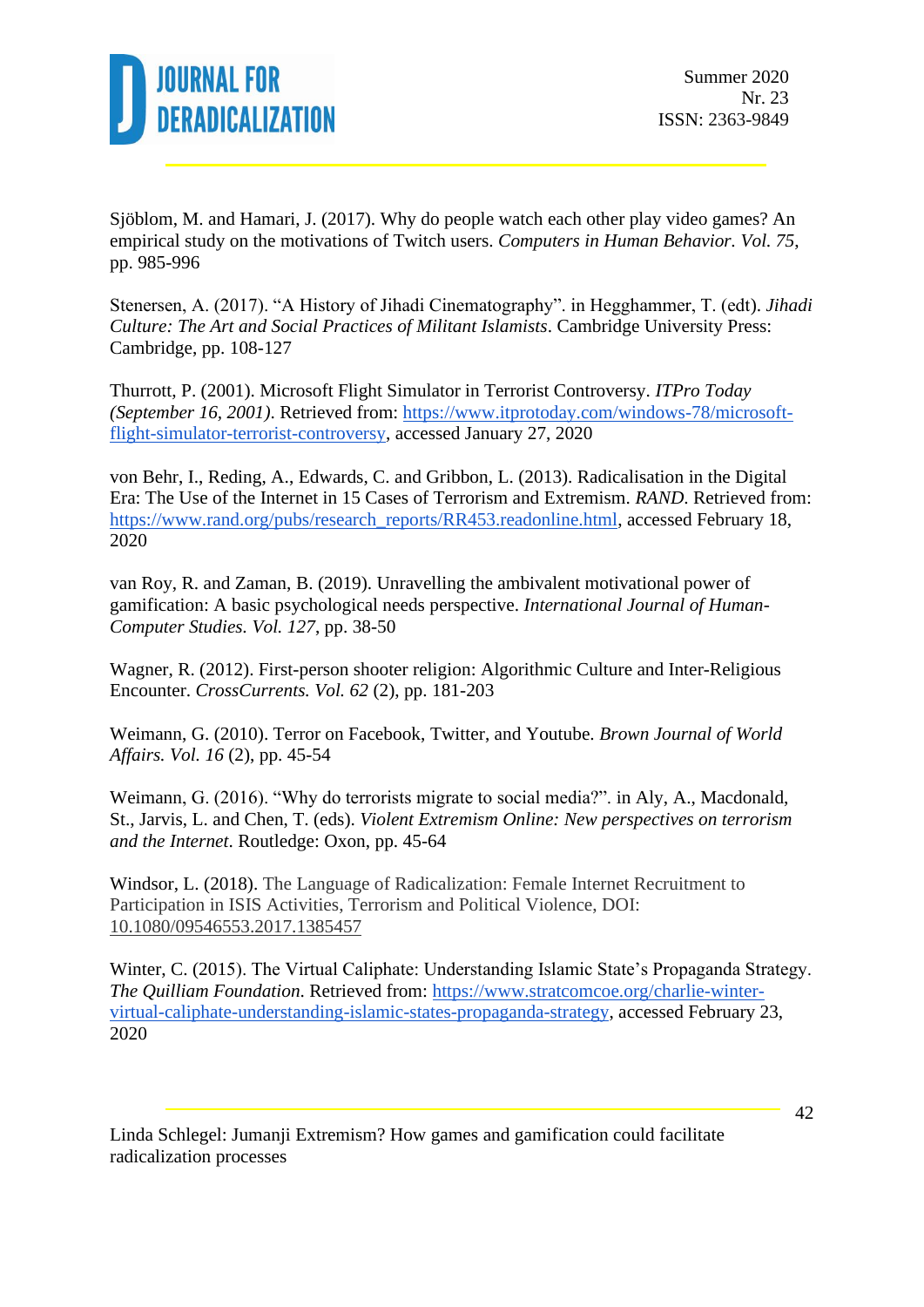Sjöblom, M. and Hamari, J. (2017). Why do people watch each other play video games? An empirical study on the motivations of Twitch users. *Computers in Human Behavior. Vol. 75*, pp. 985-996

Stenersen, A. (2017). “A History of Jihadi Cinematography”. in Hegghammer, T. (edt). *Jihadi Culture: The Art and Social Practices of Militant Islamists*. Cambridge University Press: Cambridge, pp. 108-127

Thurrott, P. (2001). Microsoft Flight Simulator in Terrorist Controversy. *ITPro Today (September 16, 2001)*. Retrieved from: https://www.itprotoday.com/windows-78/microsoft-flight-simulator-terrorist-controversy, accessed January 27, 2020

von Behr, I., Reding, A., Edwards, C. and Gribbon, L. (2013). Radicalisation in the Digital Era: The Use of the Internet in 15 Cases of Terrorism and Extremism. *RAND*. Retrieved from: https://www.rand.org/pubs/research_reports/RR453.readonline.html, accessed February 18, 2020

van Roy, R. and Zaman, B. (2019). Unravelling the ambivalent motivational power of gamification: A basic psychological needs perspective. *International Journal of Human-Computer Studies. Vol. 127*, pp. 38-50

Wagner, R. (2012). First-person shooter religion: Algorithmic Culture and Inter-Religious Encounter. *CrossCurrents. Vol. 62* (2), pp. 181-203

Weimann, G. (2010). Terror on Facebook, Twitter, and Youtube. *Brown Journal of World Affairs. Vol. 16* (2), pp. 45-54

Weimann, G. (2016). “Why do terrorists migrate to social media?”. in Aly, A., Macdonald, St., Jarvis, L. and Chen, T. (eds). *Violent Extremism Online: New perspectives on terrorism and the Internet*. Routledge: Oxon, pp. 45-64

Windsor, L. (2018). The Language of Radicalization: Female Internet Recruitment to Participation in ISIS Activities, Terrorism and Political Violence, DOI: 10.1080/09546553.2017.1385457

Winter, C. (2015). The Virtual Caliphate: Understanding Islamic State’s Propaganda Strategy. *The Quilliam Foundation*. Retrieved from: https://www.stratcomcoe.org/charlie-winter-virtual-caliphate-understanding-islamic-states-propaganda-strategy, accessed February 23, 2020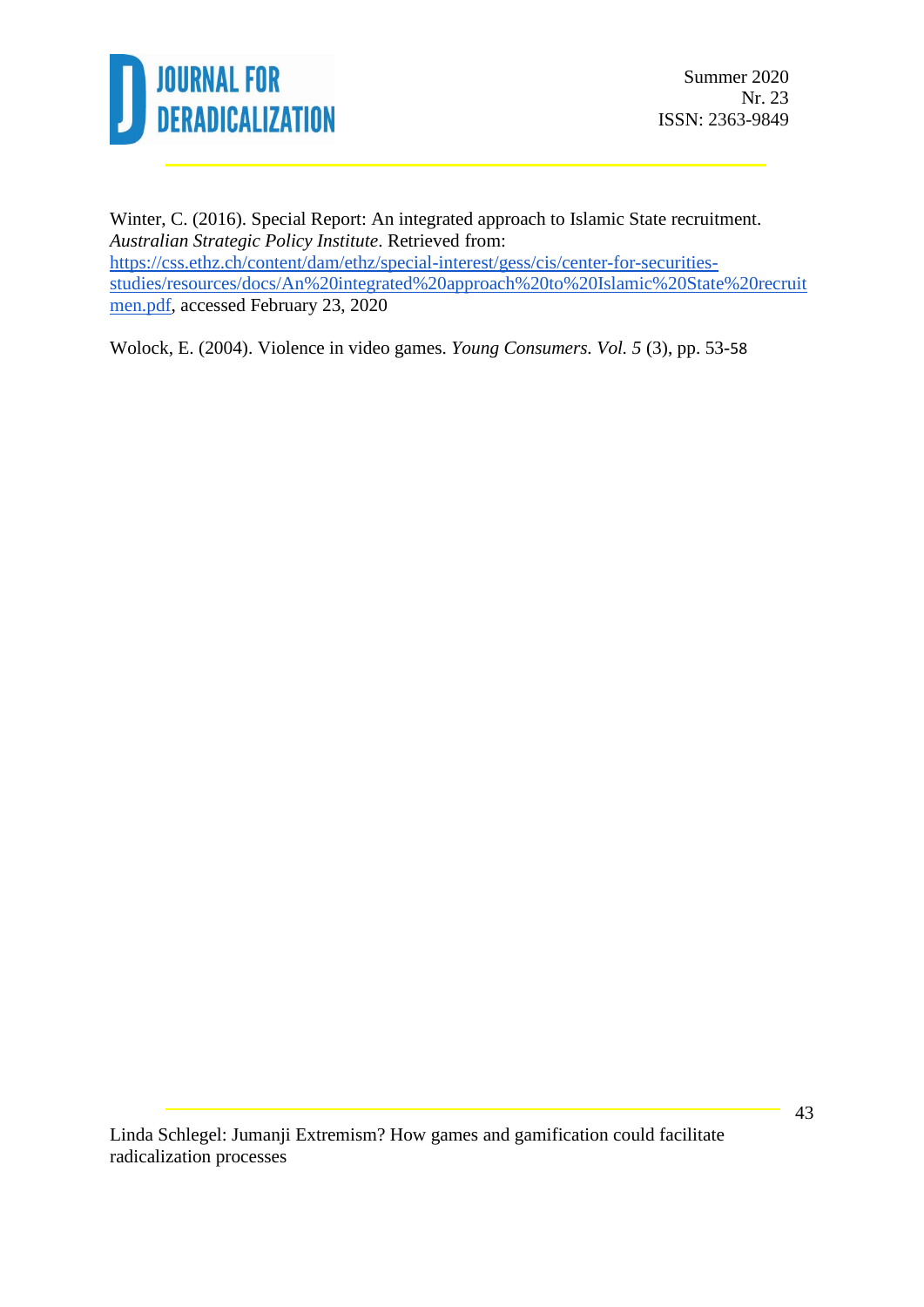Winter, C. (2016). Special Report: An integrated approach to Islamic State recruitment. *Australian Strategic Policy Institute*. Retrieved from: https://css.ethz.ch/content/dam/ethz/special-interest/gess/cis/center-for-securities-studies/resources/docs/An%20integrated%20approach%20to%20Islamic%20State%20recruitmen.pdf, accessed February 23, 2020

Wolock, E. (2004). Violence in video games. *Young Consumers. Vol. 5* (3), pp. 53-58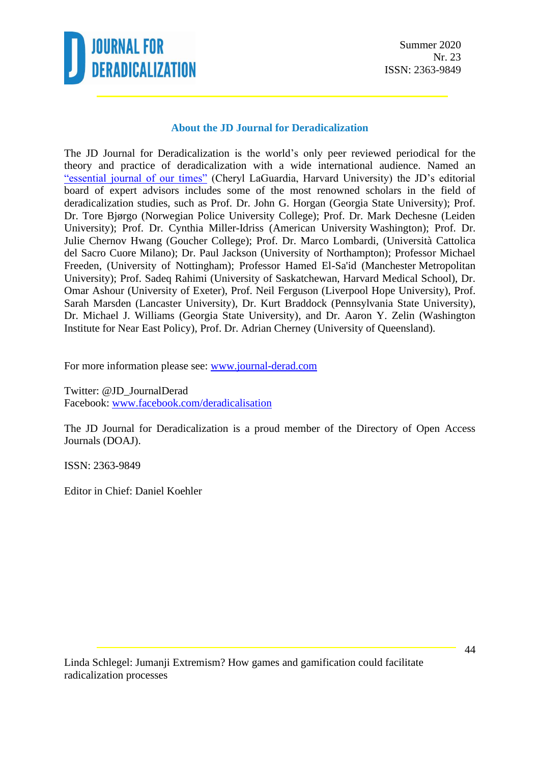## About the JD Journal for Deradicalization

The JD Journal for Deradicalization is the world's only peer reviewed periodical for the theory and practice of deradicalization with a wide international audience. Named an "essential journal of our times" (Cheryl LaGuardia, Harvard University) the JD's editorial board of expert advisors includes some of the most renowned scholars in the field of deradicalization studies, such as Prof. Dr. John G. Horgan (Georgia State University); Prof. Dr. Tore Bjørgo (Norwegian Police University College); Prof. Dr. Mark Dechesne (Leiden University); Prof. Dr. Cynthia Miller-Idriss (American University Washington); Prof. Dr. Julie Chernov Hwang (Goucher College); Prof. Dr. Marco Lombardi, (Università Cattolica del Sacro Cuore Milano); Dr. Paul Jackson (University of Northampton); Professor Michael Freeden, (University of Nottingham); Professor Hamed El-Sa'id (Manchester Metropolitan University); Prof. Sadeq Rahimi (University of Saskatchewan, Harvard Medical School), Dr. Omar Ashour (University of Exeter), Prof. Neil Ferguson (Liverpool Hope University), Prof. Sarah Marsden (Lancaster University), Dr. Kurt Braddock (Pennsylvania State University), Dr. Michael J. Williams (Georgia State University), and Dr. Aaron Y. Zelin (Washington Institute for Near East Policy), Prof. Dr. Adrian Cherney (University of Queensland).

For more information please see: www.journal-derad.com

Twitter: @JD_JournalDerad
Facebook: www.facebook.com/deradicalisation

The JD Journal for Deradicalization is a proud member of the Directory of Open Access Journals (DOAJ).

ISSN: 2363-9849

Editor in Chief: Daniel Koehler